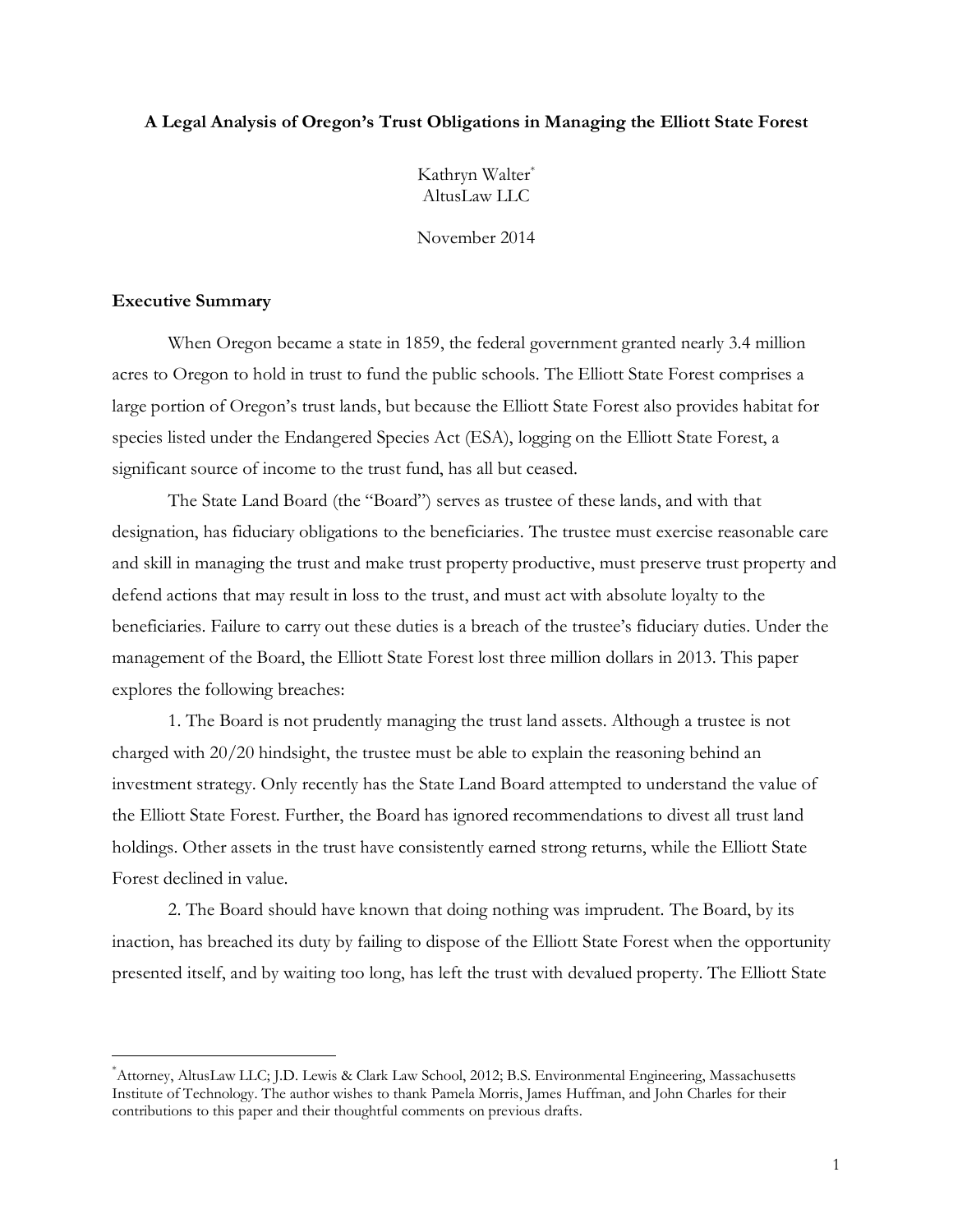**A Legal Analysis of Oregon's Trust Obligations in Managing the Elliott State Forest**

Kathryn Walter[*]
AltusLaw LLC

November 2014

**Executive Summary**

When Oregon became a state in 1859, the federal government granted nearly 3.4 million acres to Oregon to hold in trust to fund the public schools. The Elliott State Forest comprises a large portion of Oregon's trust lands, but because the Elliott State Forest also provides habitat for species listed under the Endangered Species Act (ESA), logging on the Elliott State Forest, a significant source of income to the trust fund, has all but ceased.

The State Land Board (the "Board") serves as trustee of these lands, and with that designation, has fiduciary obligations to the beneficiaries. The trustee must exercise reasonable care and skill in managing the trust and make trust property productive, must preserve trust property and defend actions that may result in loss to the trust, and must act with absolute loyalty to the beneficiaries. Failure to carry out these duties is a breach of the trustee's fiduciary duties. Under the management of the Board, the Elliott State Forest lost three million dollars in 2013. This paper explores the following breaches:

1. The Board is not prudently managing the trust land assets. Although a trustee is not charged with 20/20 hindsight, the trustee must be able to explain the reasoning behind an investment strategy. Only recently has the State Land Board attempted to understand the value of the Elliott State Forest. Further, the Board has ignored recommendations to divest all trust land holdings. Other assets in the trust have consistently earned strong returns, while the Elliott State Forest declined in value.

2. The Board should have known that doing nothing was imprudent. The Board, by its inaction, has breached its duty by failing to dispose of the Elliott State Forest when the opportunity presented itself, and by waiting too long, has left the trust with devalued property. The Elliott State

---

[*] Attorney, AltusLaw LLC; J.D. Lewis & Clark Law School, 2012; B.S. Environmental Engineering, Massachusetts Institute of Technology. The author wishes to thank Pamela Morris, James Huffman, and John Charles for their contributions to this paper and their thoughtful comments on previous drafts.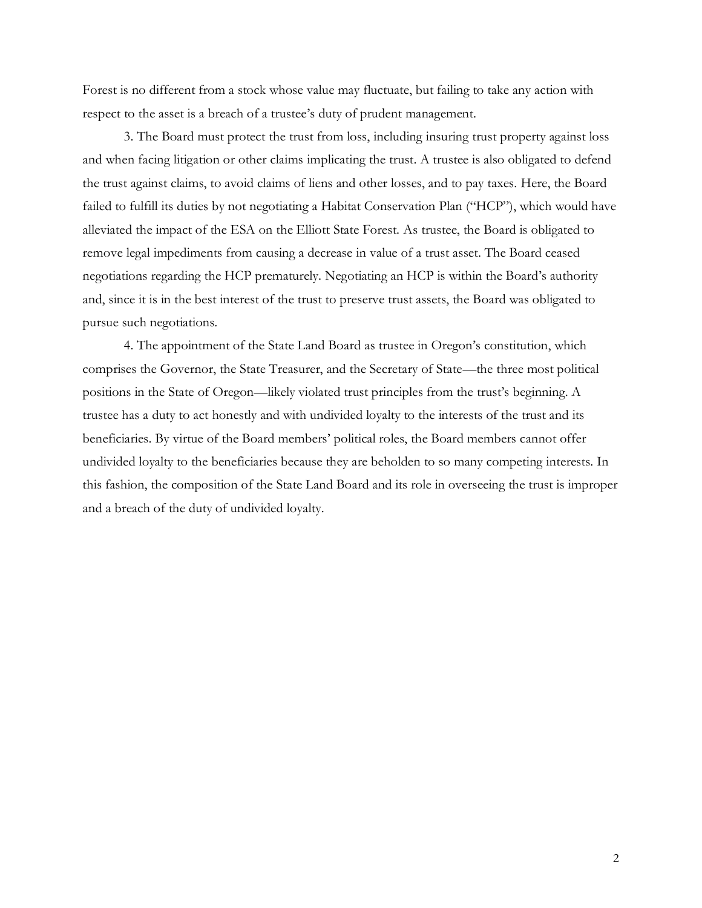Forest is no different from a stock whose value may fluctuate, but failing to take any action with respect to the asset is a breach of a trustee's duty of prudent management.

3. The Board must protect the trust from loss, including insuring trust property against loss and when facing litigation or other claims implicating the trust. A trustee is also obligated to defend the trust against claims, to avoid claims of liens and other losses, and to pay taxes. Here, the Board failed to fulfill its duties by not negotiating a Habitat Conservation Plan ("HCP"), which would have alleviated the impact of the ESA on the Elliott State Forest. As trustee, the Board is obligated to remove legal impediments from causing a decrease in value of a trust asset. The Board ceased negotiations regarding the HCP prematurely. Negotiating an HCP is within the Board's authority and, since it is in the best interest of the trust to preserve trust assets, the Board was obligated to pursue such negotiations.

4. The appointment of the State Land Board as trustee in Oregon's constitution, which comprises the Governor, the State Treasurer, and the Secretary of State—the three most political positions in the State of Oregon—likely violated trust principles from the trust's beginning. A trustee has a duty to act honestly and with undivided loyalty to the interests of the trust and its beneficiaries. By virtue of the Board members' political roles, the Board members cannot offer undivided loyalty to the beneficiaries because they are beholden to so many competing interests. In this fashion, the composition of the State Land Board and its role in overseeing the trust is improper and a breach of the duty of undivided loyalty.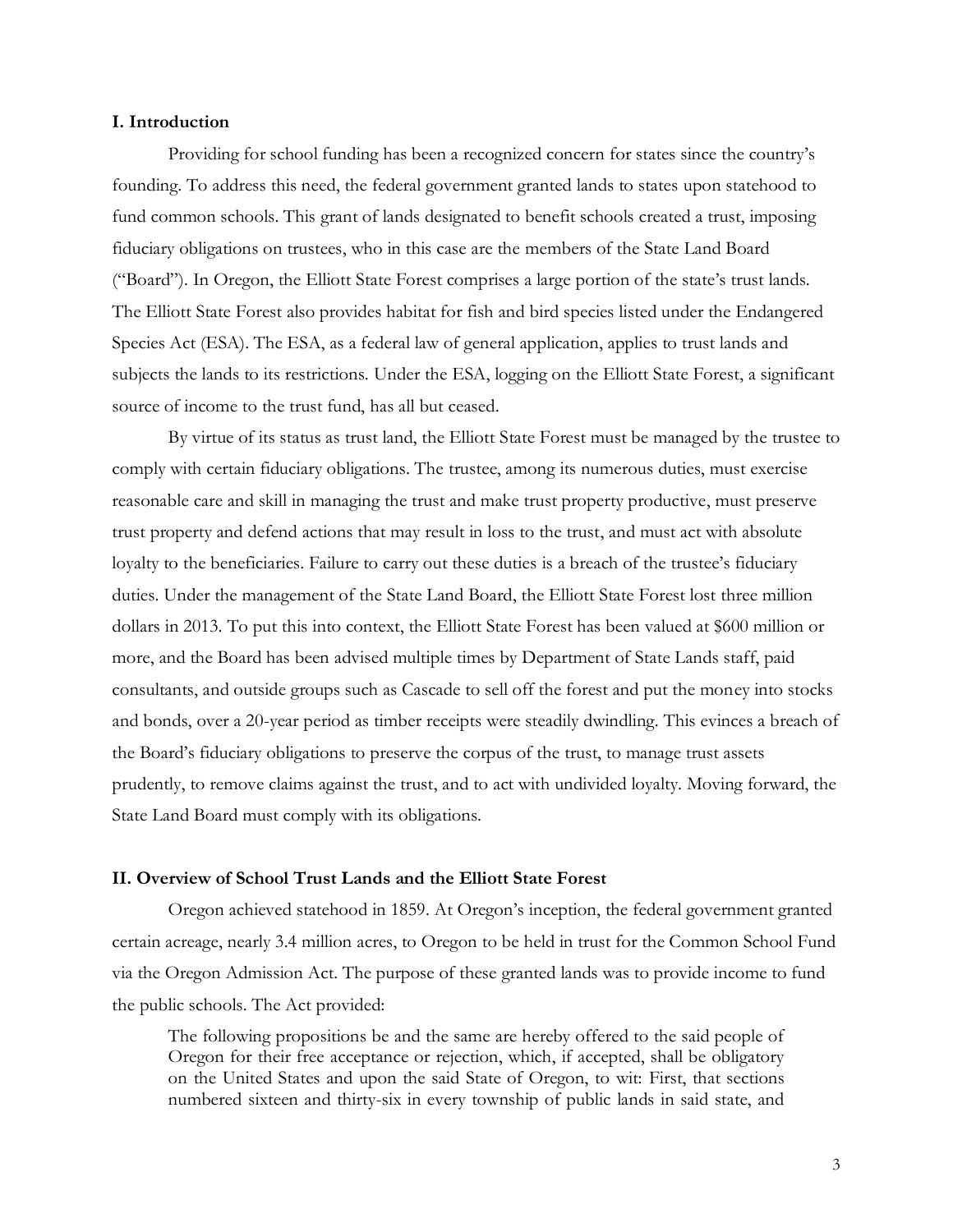## I. Introduction

Providing for school funding has been a recognized concern for states since the country's founding. To address this need, the federal government granted lands to states upon statehood to fund common schools. This grant of lands designated to benefit schools created a trust, imposing fiduciary obligations on trustees, who in this case are the members of the State Land Board ("Board"). In Oregon, the Elliott State Forest comprises a large portion of the state's trust lands. The Elliott State Forest also provides habitat for fish and bird species listed under the Endangered Species Act (ESA). The ESA, as a federal law of general application, applies to trust lands and subjects the lands to its restrictions. Under the ESA, logging on the Elliott State Forest, a significant source of income to the trust fund, has all but ceased.

By virtue of its status as trust land, the Elliott State Forest must be managed by the trustee to comply with certain fiduciary obligations. The trustee, among its numerous duties, must exercise reasonable care and skill in managing the trust and make trust property productive, must preserve trust property and defend actions that may result in loss to the trust, and must act with absolute loyalty to the beneficiaries. Failure to carry out these duties is a breach of the trustee's fiduciary duties. Under the management of the State Land Board, the Elliott State Forest lost three million dollars in 2013. To put this into context, the Elliott State Forest has been valued at $600 million or more, and the Board has been advised multiple times by Department of State Lands staff, paid consultants, and outside groups such as Cascade to sell off the forest and put the money into stocks and bonds, over a 20-year period as timber receipts were steadily dwindling. This evinces a breach of the Board's fiduciary obligations to preserve the corpus of the trust, to manage trust assets prudently, to remove claims against the trust, and to act with undivided loyalty. Moving forward, the State Land Board must comply with its obligations.

## II. Overview of School Trust Lands and the Elliott State Forest

Oregon achieved statehood in 1859. At Oregon's inception, the federal government granted certain acreage, nearly 3.4 million acres, to Oregon to be held in trust for the Common School Fund via the Oregon Admission Act. The purpose of these granted lands was to provide income to fund the public schools. The Act provided:

> The following propositions be and the same are hereby offered to the said people of Oregon for their free acceptance or rejection, which, if accepted, shall be obligatory on the United States and upon the said State of Oregon, to wit: First, that sections numbered sixteen and thirty-six in every township of public lands in said state, and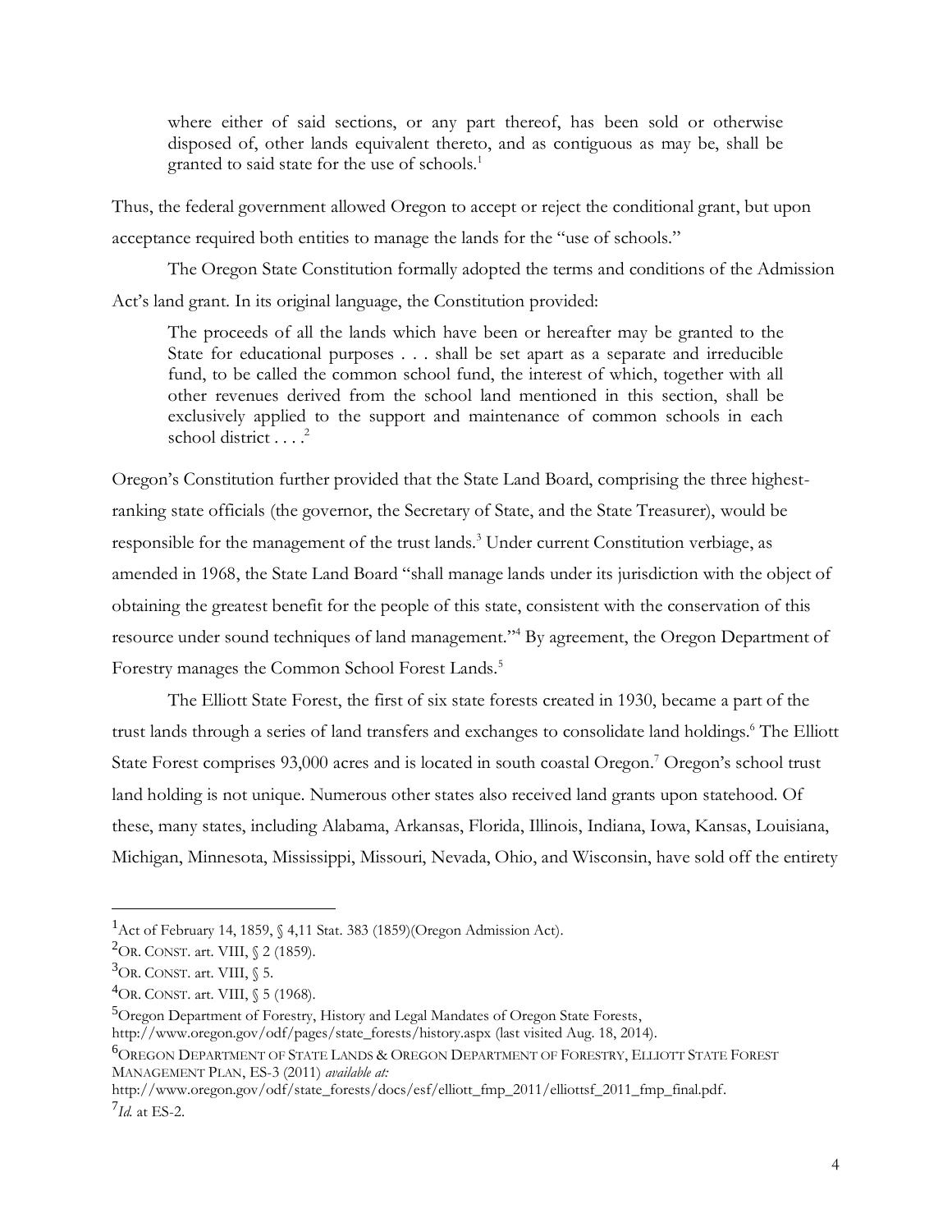> where either of said sections, or any part thereof, has been sold or otherwise disposed of, other lands equivalent thereto, and as contiguous as may be, shall be granted to said state for the use of schools.[1]

Thus, the federal government allowed Oregon to accept or reject the conditional grant, but upon acceptance required both entities to manage the lands for the "use of schools."

The Oregon State Constitution formally adopted the terms and conditions of the Admission Act's land grant. In its original language, the Constitution provided:

> The proceeds of all the lands which have been or hereafter may be granted to the State for educational purposes . . . shall be set apart as a separate and irreducible fund, to be called the common school fund, the interest of which, together with all other revenues derived from the school land mentioned in this section, shall be exclusively applied to the support and maintenance of common schools in each school district . . . .[2]

Oregon's Constitution further provided that the State Land Board, comprising the three highest-ranking state officials (the governor, the Secretary of State, and the State Treasurer), would be responsible for the management of the trust lands.[3] Under current Constitution verbiage, as amended in 1968, the State Land Board "shall manage lands under its jurisdiction with the object of obtaining the greatest benefit for the people of this state, consistent with the conservation of this resource under sound techniques of land management."[4] By agreement, the Oregon Department of Forestry manages the Common School Forest Lands.[5]

The Elliott State Forest, the first of six state forests created in 1930, became a part of the trust lands through a series of land transfers and exchanges to consolidate land holdings.[6] The Elliott State Forest comprises 93,000 acres and is located in south coastal Oregon.[7] Oregon's school trust land holding is not unique. Numerous other states also received land grants upon statehood. Of these, many states, including Alabama, Arkansas, Florida, Illinois, Indiana, Iowa, Kansas, Louisiana, Michigan, Minnesota, Mississippi, Missouri, Nevada, Ohio, and Wisconsin, have sold off the entirety

---

[1] Act of February 14, 1859, § 4,11 Stat. 383 (1859)(Oregon Admission Act).

[2] OR. CONST. art. VIII, § 2 (1859).

[3] OR. CONST. art. VIII, § 5.

[4] OR. CONST. art. VIII, § 5 (1968).

[5] Oregon Department of Forestry, History and Legal Mandates of Oregon State Forests, http://www.oregon.gov/odf/pages/state_forests/history.aspx (last visited Aug. 18, 2014).

[6] OREGON DEPARTMENT OF STATE LANDS & OREGON DEPARTMENT OF FORESTRY, ELLIOTT STATE FOREST MANAGEMENT PLAN, ES-3 (2011) *available at:* http://www.oregon.gov/odf/state_forests/docs/esf/elliott_fmp_2011/elliottsf_2011_fmp_final.pdf.

[7] *Id.* at ES-2.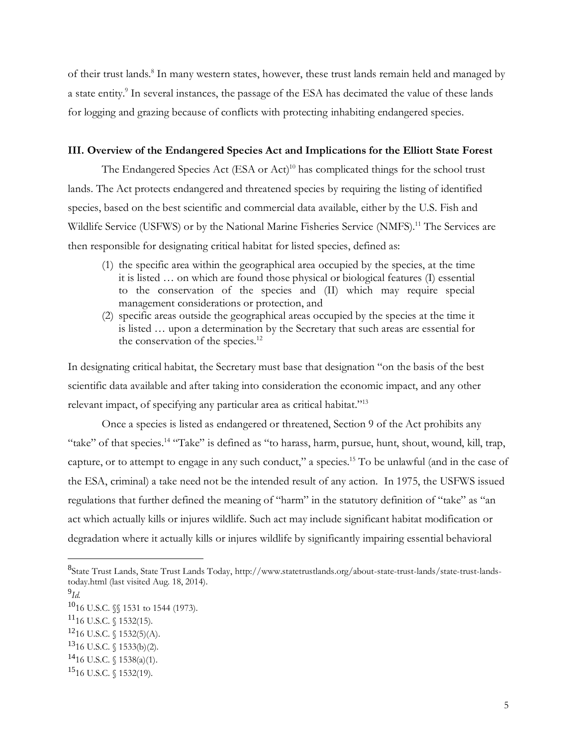of their trust lands.[8] In many western states, however, these trust lands remain held and managed by a state entity.[9] In several instances, the passage of the ESA has decimated the value of these lands for logging and grazing because of conflicts with protecting inhabiting endangered species.

### III. Overview of the Endangered Species Act and Implications for the Elliott State Forest

The Endangered Species Act (ESA or Act)[10] has complicated things for the school trust lands. The Act protects endangered and threatened species by requiring the listing of identified species, based on the best scientific and commercial data available, either by the U.S. Fish and Wildlife Service (USFWS) or by the National Marine Fisheries Service (NMFS).[11] The Services are then responsible for designating critical habitat for listed species, defined as:

> (1) the specific area within the geographical area occupied by the species, at the time it is listed … on which are found those physical or biological features (I) essential to the conservation of the species and (II) which may require special management considerations or protection, and
>
> (2) specific areas outside the geographical areas occupied by the species at the time it is listed … upon a determination by the Secretary that such areas are essential for the conservation of the species.[12]

In designating critical habitat, the Secretary must base that designation "on the basis of the best scientific data available and after taking into consideration the economic impact, and any other relevant impact, of specifying any particular area as critical habitat."[13]

Once a species is listed as endangered or threatened, Section 9 of the Act prohibits any "take" of that species.[14] "Take" is defined as "to harass, harm, pursue, hunt, shout, wound, kill, trap, capture, or to attempt to engage in any such conduct," a species.[15] To be unlawful (and in the case of the ESA, criminal) a take need not be the intended result of any action. In 1975, the USFWS issued regulations that further defined the meaning of "harm" in the statutory definition of "take" as "an act which actually kills or injures wildlife. Such act may include significant habitat modification or degradation where it actually kills or injures wildlife by significantly impairing essential behavioral

---

[8] State Trust Lands, State Trust Lands Today, http://www.statetrustlands.org/about-state-trust-lands/state-trust-lands-today.html (last visited Aug. 18, 2014).

[9] *Id.*

[10] 16 U.S.C. §§ 1531 to 1544 (1973).

[11] 16 U.S.C. § 1532(15).

[12] 16 U.S.C. § 1532(5)(A).

[13] 16 U.S.C. § 1533(b)(2).

[14] 16 U.S.C. § 1538(a)(1).

[15] 16 U.S.C. § 1532(19).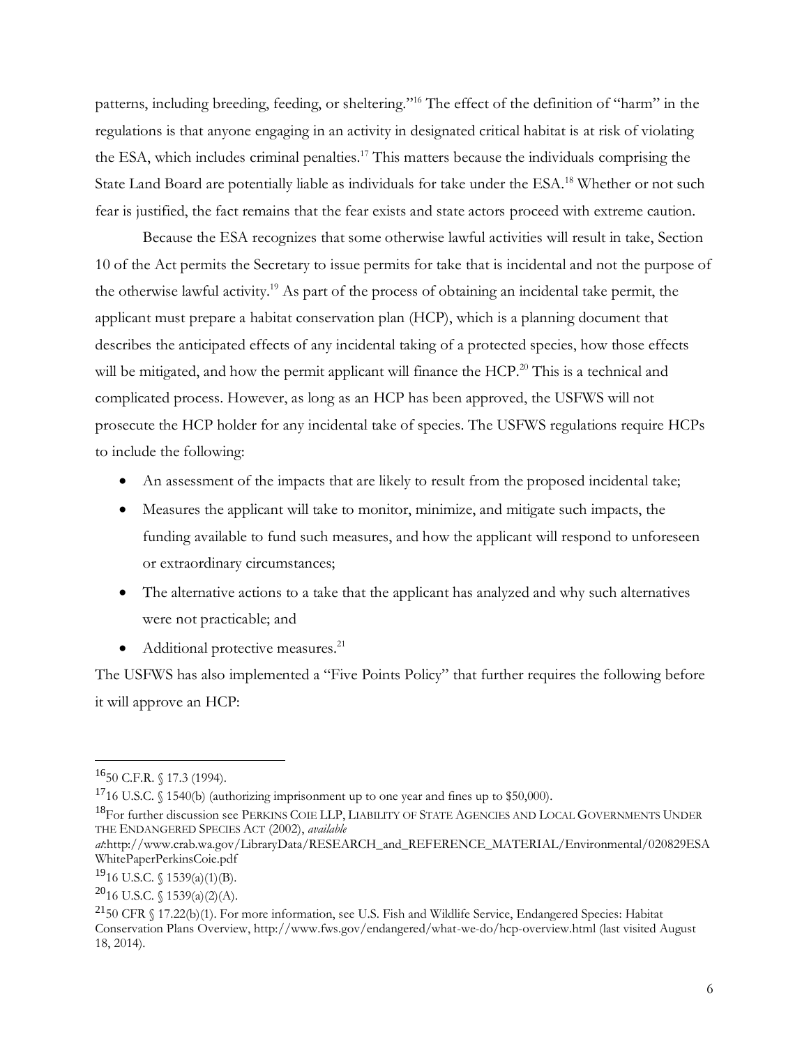patterns, including breeding, feeding, or sheltering."[16] The effect of the definition of "harm" in the regulations is that anyone engaging in an activity in designated critical habitat is at risk of violating the ESA, which includes criminal penalties.[17] This matters because the individuals comprising the State Land Board are potentially liable as individuals for take under the ESA.[18] Whether or not such fear is justified, the fact remains that the fear exists and state actors proceed with extreme caution.

Because the ESA recognizes that some otherwise lawful activities will result in take, Section 10 of the Act permits the Secretary to issue permits for take that is incidental and not the purpose of the otherwise lawful activity.[19] As part of the process of obtaining an incidental take permit, the applicant must prepare a habitat conservation plan (HCP), which is a planning document that describes the anticipated effects of any incidental taking of a protected species, how those effects will be mitigated, and how the permit applicant will finance the HCP.[20] This is a technical and complicated process. However, as long as an HCP has been approved, the USFWS will not prosecute the HCP holder for any incidental take of species. The USFWS regulations require HCPs to include the following:

- An assessment of the impacts that are likely to result from the proposed incidental take;
- Measures the applicant will take to monitor, minimize, and mitigate such impacts, the funding available to fund such measures, and how the applicant will respond to unforeseen or extraordinary circumstances;
- The alternative actions to a take that the applicant has analyzed and why such alternatives were not practicable; and
- Additional protective measures.[21]

The USFWS has also implemented a "Five Points Policy" that further requires the following before it will approve an HCP:

---

[16] 50 C.F.R. § 17.3 (1994).

[17] 16 U.S.C. § 1540(b) (authorizing imprisonment up to one year and fines up to $50,000).

[18] For further discussion see PERKINS COIE LLP, LIABILITY OF STATE AGENCIES AND LOCAL GOVERNMENTS UNDER THE ENDANGERED SPECIES ACT (2002), *available at*:http://www.crab.wa.gov/LibraryData/RESEARCH_and_REFERENCE_MATERIAL/Environmental/020829ESAWhitePaperPerkinsCoie.pdf

[19] 16 U.S.C. § 1539(a)(1)(B).

[20] 16 U.S.C. § 1539(a)(2)(A).

[21] 50 CFR § 17.22(b)(1). For more information, see U.S. Fish and Wildlife Service, Endangered Species: Habitat Conservation Plans Overview, http://www.fws.gov/endangered/what-we-do/hcp-overview.html (last visited August 18, 2014).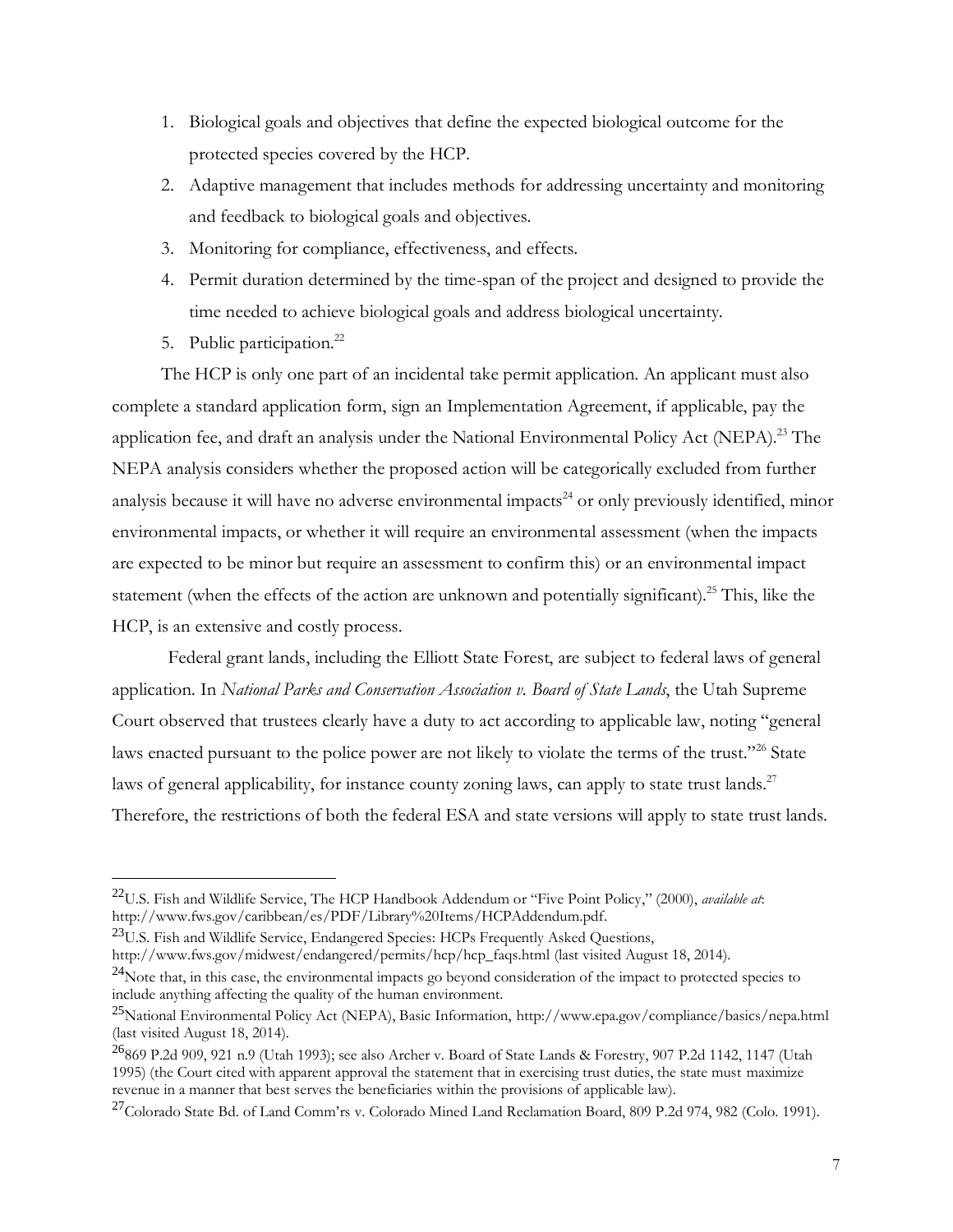1. Biological goals and objectives that define the expected biological outcome for the protected species covered by the HCP.
2. Adaptive management that includes methods for addressing uncertainty and monitoring and feedback to biological goals and objectives.
3. Monitoring for compliance, effectiveness, and effects.
4. Permit duration determined by the time-span of the project and designed to provide the time needed to achieve biological goals and address biological uncertainty.
5. Public participation.[22]

The HCP is only one part of an incidental take permit application. An applicant must also complete a standard application form, sign an Implementation Agreement, if applicable, pay the application fee, and draft an analysis under the National Environmental Policy Act (NEPA).[23] The NEPA analysis considers whether the proposed action will be categorically excluded from further analysis because it will have no adverse environmental impacts[24] or only previously identified, minor environmental impacts, or whether it will require an environmental assessment (when the impacts are expected to be minor but require an assessment to confirm this) or an environmental impact statement (when the effects of the action are unknown and potentially significant).[25] This, like the HCP, is an extensive and costly process.

Federal grant lands, including the Elliott State Forest, are subject to federal laws of general application. In *National Parks and Conservation Association v. Board of State Lands*, the Utah Supreme Court observed that trustees clearly have a duty to act according to applicable law, noting "general laws enacted pursuant to the police power are not likely to violate the terms of the trust."[26] State laws of general applicability, for instance county zoning laws, can apply to state trust lands.[27] Therefore, the restrictions of both the federal ESA and state versions will apply to state trust lands.

---

[22] U.S. Fish and Wildlife Service, The HCP Handbook Addendum or "Five Point Policy," (2000), *available at*: http://www.fws.gov/caribbean/es/PDF/Library%20Items/HCPAddendum.pdf.

[23] U.S. Fish and Wildlife Service, Endangered Species: HCPs Frequently Asked Questions, http://www.fws.gov/midwest/endangered/permits/hcp/hcp_faqs.html (last visited August 18, 2014).

[24] Note that, in this case, the environmental impacts go beyond consideration of the impact to protected species to include anything affecting the quality of the human environment.

[25] National Environmental Policy Act (NEPA), Basic Information, http://www.epa.gov/compliance/basics/nepa.html (last visited August 18, 2014).

[26] 869 P.2d 909, 921 n.9 (Utah 1993); see also Archer v. Board of State Lands & Forestry, 907 P.2d 1142, 1147 (Utah 1995) (the Court cited with apparent approval the statement that in exercising trust duties, the state must maximize revenue in a manner that best serves the beneficiaries within the provisions of applicable law).

[27] Colorado State Bd. of Land Comm'rs v. Colorado Mined Land Reclamation Board, 809 P.2d 974, 982 (Colo. 1991).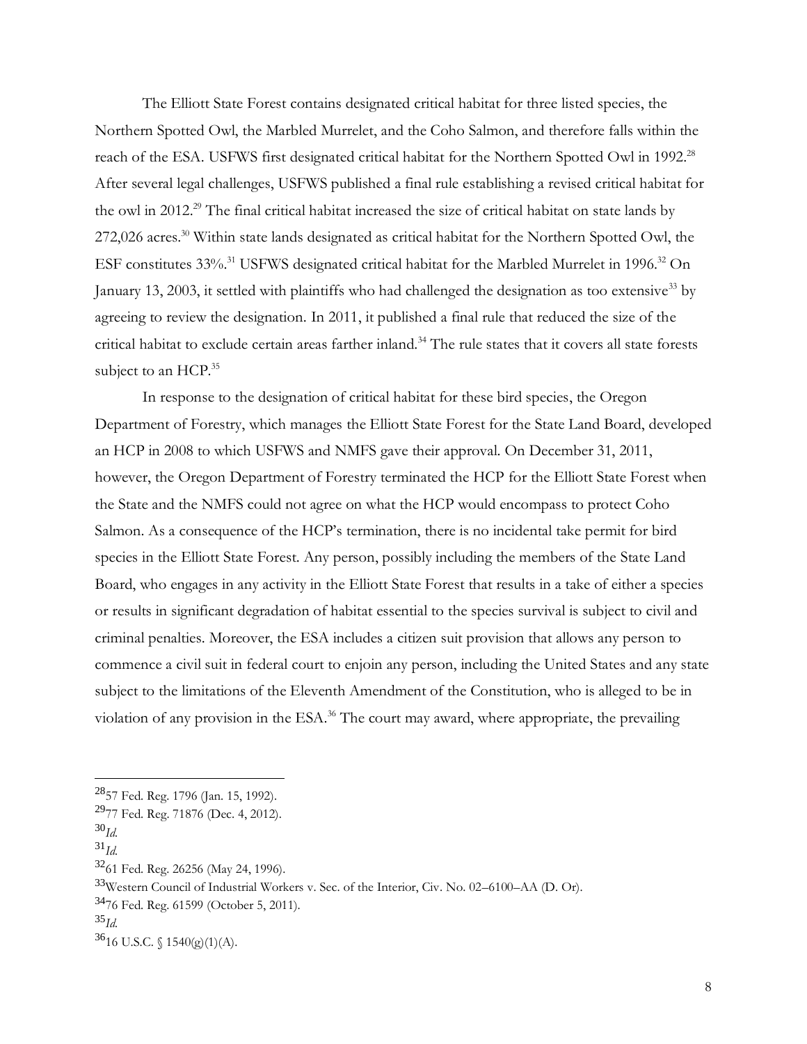The Elliott State Forest contains designated critical habitat for three listed species, the Northern Spotted Owl, the Marbled Murrelet, and the Coho Salmon, and therefore falls within the reach of the ESA. USFWS first designated critical habitat for the Northern Spotted Owl in 1992.[28] After several legal challenges, USFWS published a final rule establishing a revised critical habitat for the owl in 2012.[29] The final critical habitat increased the size of critical habitat on state lands by 272,026 acres.[30] Within state lands designated as critical habitat for the Northern Spotted Owl, the ESF constitutes 33%.[31] USFWS designated critical habitat for the Marbled Murrelet in 1996.[32] On January 13, 2003, it settled with plaintiffs who had challenged the designation as too extensive[33] by agreeing to review the designation. In 2011, it published a final rule that reduced the size of the critical habitat to exclude certain areas farther inland.[34] The rule states that it covers all state forests subject to an HCP.[35]

In response to the designation of critical habitat for these bird species, the Oregon Department of Forestry, which manages the Elliott State Forest for the State Land Board, developed an HCP in 2008 to which USFWS and NMFS gave their approval. On December 31, 2011, however, the Oregon Department of Forestry terminated the HCP for the Elliott State Forest when the State and the NMFS could not agree on what the HCP would encompass to protect Coho Salmon. As a consequence of the HCP's termination, there is no incidental take permit for bird species in the Elliott State Forest. Any person, possibly including the members of the State Land Board, who engages in any activity in the Elliott State Forest that results in a take of either a species or results in significant degradation of habitat essential to the species survival is subject to civil and criminal penalties. Moreover, the ESA includes a citizen suit provision that allows any person to commence a civil suit in federal court to enjoin any person, including the United States and any state subject to the limitations of the Eleventh Amendment of the Constitution, who is alleged to be in violation of any provision in the ESA.[36] The court may award, where appropriate, the prevailing

---

[28] 57 Fed. Reg. 1796 (Jan. 15, 1992).

[29] 77 Fed. Reg. 71876 (Dec. 4, 2012).

[30] *Id.*

[31] *Id.*

[32] 61 Fed. Reg. 26256 (May 24, 1996).

[33] Western Council of Industrial Workers v. Sec. of the Interior, Civ. No. 02–6100–AA (D. Or).

[34] 76 Fed. Reg. 61599 (October 5, 2011).

[35] *Id.*

[36] 16 U.S.C. § 1540(g)(1)(A).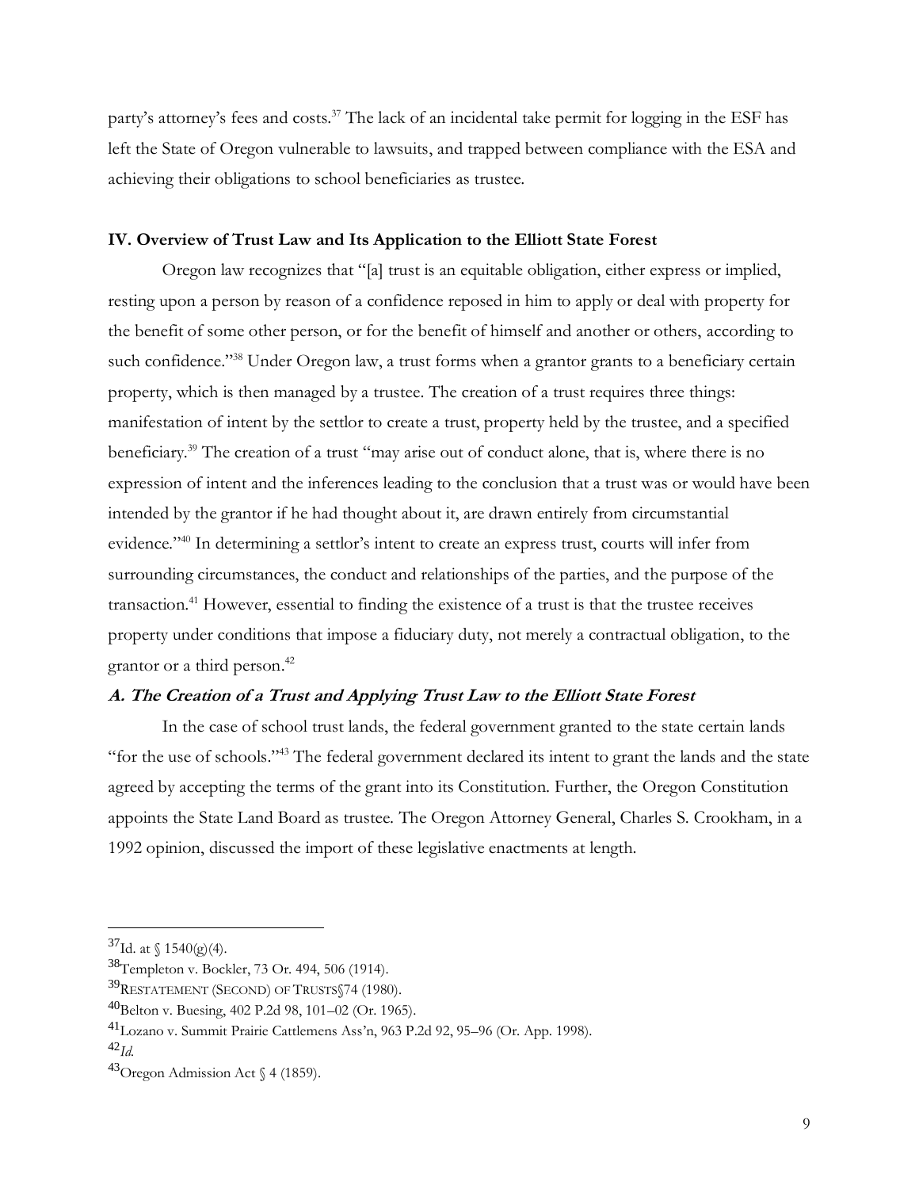party's attorney's fees and costs.[37] The lack of an incidental take permit for logging in the ESF has left the State of Oregon vulnerable to lawsuits, and trapped between compliance with the ESA and achieving their obligations to school beneficiaries as trustee.

## IV. Overview of Trust Law and Its Application to the Elliott State Forest

Oregon law recognizes that "[a] trust is an equitable obligation, either express or implied, resting upon a person by reason of a confidence reposed in him to apply or deal with property for the benefit of some other person, or for the benefit of himself and another or others, according to such confidence."[38] Under Oregon law, a trust forms when a grantor grants to a beneficiary certain property, which is then managed by a trustee. The creation of a trust requires three things: manifestation of intent by the settlor to create a trust, property held by the trustee, and a specified beneficiary.[39] The creation of a trust "may arise out of conduct alone, that is, where there is no expression of intent and the inferences leading to the conclusion that a trust was or would have been intended by the grantor if he had thought about it, are drawn entirely from circumstantial evidence."[40] In determining a settlor's intent to create an express trust, courts will infer from surrounding circumstances, the conduct and relationships of the parties, and the purpose of the transaction.[41] However, essential to finding the existence of a trust is that the trustee receives property under conditions that impose a fiduciary duty, not merely a contractual obligation, to the grantor or a third person.[42]

### *A. The Creation of a Trust and Applying Trust Law to the Elliott State Forest*

In the case of school trust lands, the federal government granted to the state certain lands "for the use of schools."[43] The federal government declared its intent to grant the lands and the state agreed by accepting the terms of the grant into its Constitution. Further, the Oregon Constitution appoints the State Land Board as trustee. The Oregon Attorney General, Charles S. Crookham, in a 1992 opinion, discussed the import of these legislative enactments at length.

---

[37] Id. at § 1540(g)(4).

[38] Templeton v. Bockler, 73 Or. 494, 506 (1914).

[39] RESTATEMENT (SECOND) OF TRUSTS§74 (1980).

[40] Belton v. Buesing, 402 P.2d 98, 101–02 (Or. 1965).

[41] Lozano v. Summit Prairie Cattlemens Ass'n, 963 P.2d 92, 95–96 (Or. App. 1998).

[42] *Id.*

[43] Oregon Admission Act § 4 (1859).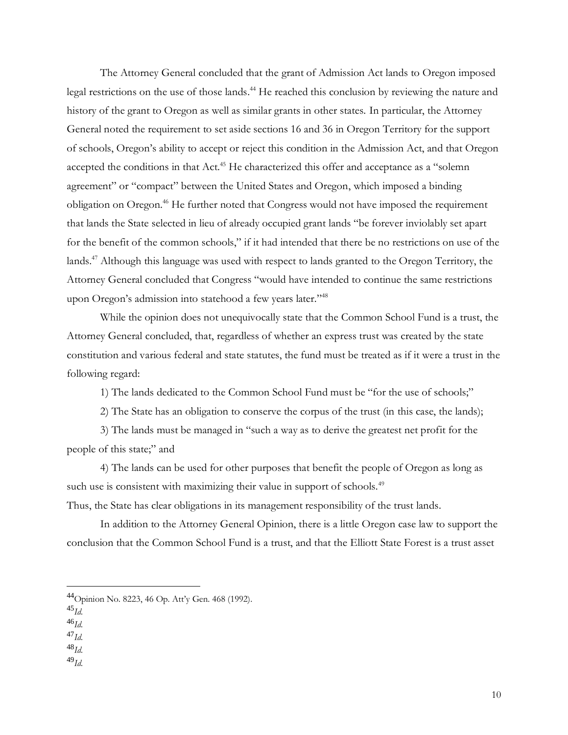The Attorney General concluded that the grant of Admission Act lands to Oregon imposed legal restrictions on the use of those lands.[44] He reached this conclusion by reviewing the nature and history of the grant to Oregon as well as similar grants in other states. In particular, the Attorney General noted the requirement to set aside sections 16 and 36 in Oregon Territory for the support of schools, Oregon's ability to accept or reject this condition in the Admission Act, and that Oregon accepted the conditions in that Act.[45] He characterized this offer and acceptance as a "solemn agreement" or "compact" between the United States and Oregon, which imposed a binding obligation on Oregon.[46] He further noted that Congress would not have imposed the requirement that lands the State selected in lieu of already occupied grant lands "be forever inviolably set apart for the benefit of the common schools," if it had intended that there be no restrictions on use of the lands.[47] Although this language was used with respect to lands granted to the Oregon Territory, the Attorney General concluded that Congress "would have intended to continue the same restrictions upon Oregon's admission into statehood a few years later."[48]

While the opinion does not unequivocally state that the Common School Fund is a trust, the Attorney General concluded, that, regardless of whether an express trust was created by the state constitution and various federal and state statutes, the fund must be treated as if it were a trust in the following regard:

1) The lands dedicated to the Common School Fund must be "for the use of schools;"

2) The State has an obligation to conserve the corpus of the trust (in this case, the lands);

3) The lands must be managed in "such a way as to derive the greatest net profit for the people of this state;" and

4) The lands can be used for other purposes that benefit the people of Oregon as long as such use is consistent with maximizing their value in support of schools.[49]

Thus, the State has clear obligations in its management responsibility of the trust lands.

In addition to the Attorney General Opinion, there is a little Oregon case law to support the conclusion that the Common School Fund is a trust, and that the Elliott State Forest is a trust asset

---

[44] Opinion No. 8223, 46 Op. Att'y Gen. 468 (1992).

[45] *Id.*

[46] *Id.*

[47] *Id.*

[48] *Id.*

[49] *Id.*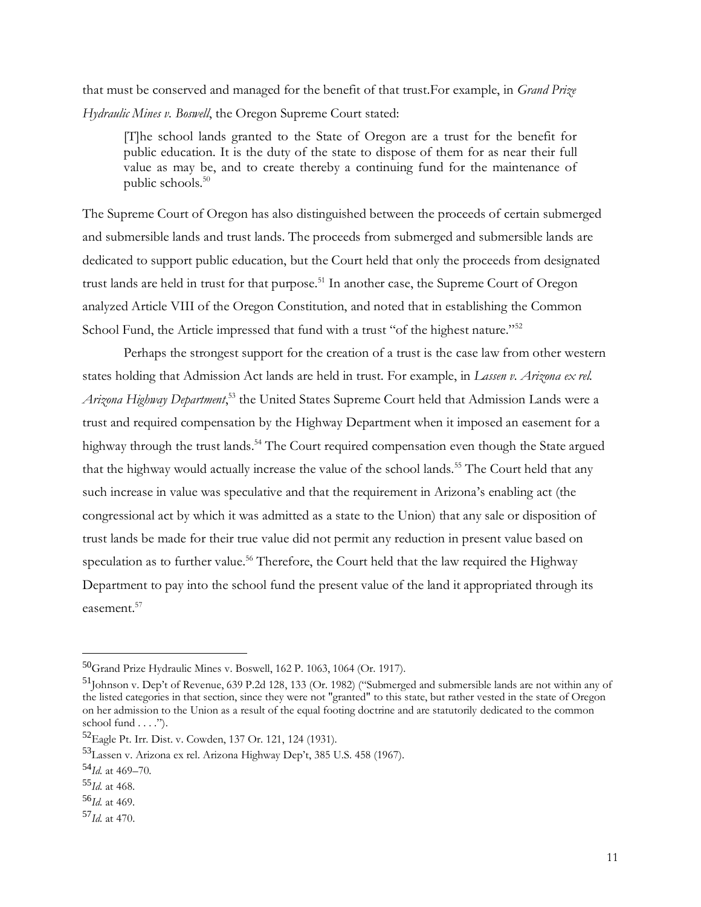that must be conserved and managed for the benefit of that trust.For example, in *Grand Prize Hydraulic Mines v. Boswell*, the Oregon Supreme Court stated:

> [T]he school lands granted to the State of Oregon are a trust for the benefit for public education. It is the duty of the state to dispose of them for as near their full value as may be, and to create thereby a continuing fund for the maintenance of public schools.[50]

The Supreme Court of Oregon has also distinguished between the proceeds of certain submerged and submersible lands and trust lands. The proceeds from submerged and submersible lands are dedicated to support public education, but the Court held that only the proceeds from designated trust lands are held in trust for that purpose.[51] In another case, the Supreme Court of Oregon analyzed Article VIII of the Oregon Constitution, and noted that in establishing the Common School Fund, the Article impressed that fund with a trust "of the highest nature."[52]

Perhaps the strongest support for the creation of a trust is the case law from other western states holding that Admission Act lands are held in trust. For example, in *Lassen v. Arizona ex rel. Arizona Highway Department*,[53] the United States Supreme Court held that Admission Lands were a trust and required compensation by the Highway Department when it imposed an easement for a highway through the trust lands.[54] The Court required compensation even though the State argued that the highway would actually increase the value of the school lands.[55] The Court held that any such increase in value was speculative and that the requirement in Arizona's enabling act (the congressional act by which it was admitted as a state to the Union) that any sale or disposition of trust lands be made for their true value did not permit any reduction in present value based on speculation as to further value.[56] Therefore, the Court held that the law required the Highway Department to pay into the school fund the present value of the land it appropriated through its easement.[57]

---

[50] Grand Prize Hydraulic Mines v. Boswell, 162 P. 1063, 1064 (Or. 1917).

[51] Johnson v. Dep't of Revenue, 639 P.2d 128, 133 (Or. 1982) ("Submerged and submersible lands are not within any of the listed categories in that section, since they were not "granted" to this state, but rather vested in the state of Oregon on her admission to the Union as a result of the equal footing doctrine and are statutorily dedicated to the common school fund . . . .").

[52] Eagle Pt. Irr. Dist. v. Cowden, 137 Or. 121, 124 (1931).

[53] Lassen v. Arizona ex rel. Arizona Highway Dep't, 385 U.S. 458 (1967).

[54] *Id.* at 469–70.

[55] *Id.* at 468.

[56] *Id.* at 469.

[57] *Id.* at 470.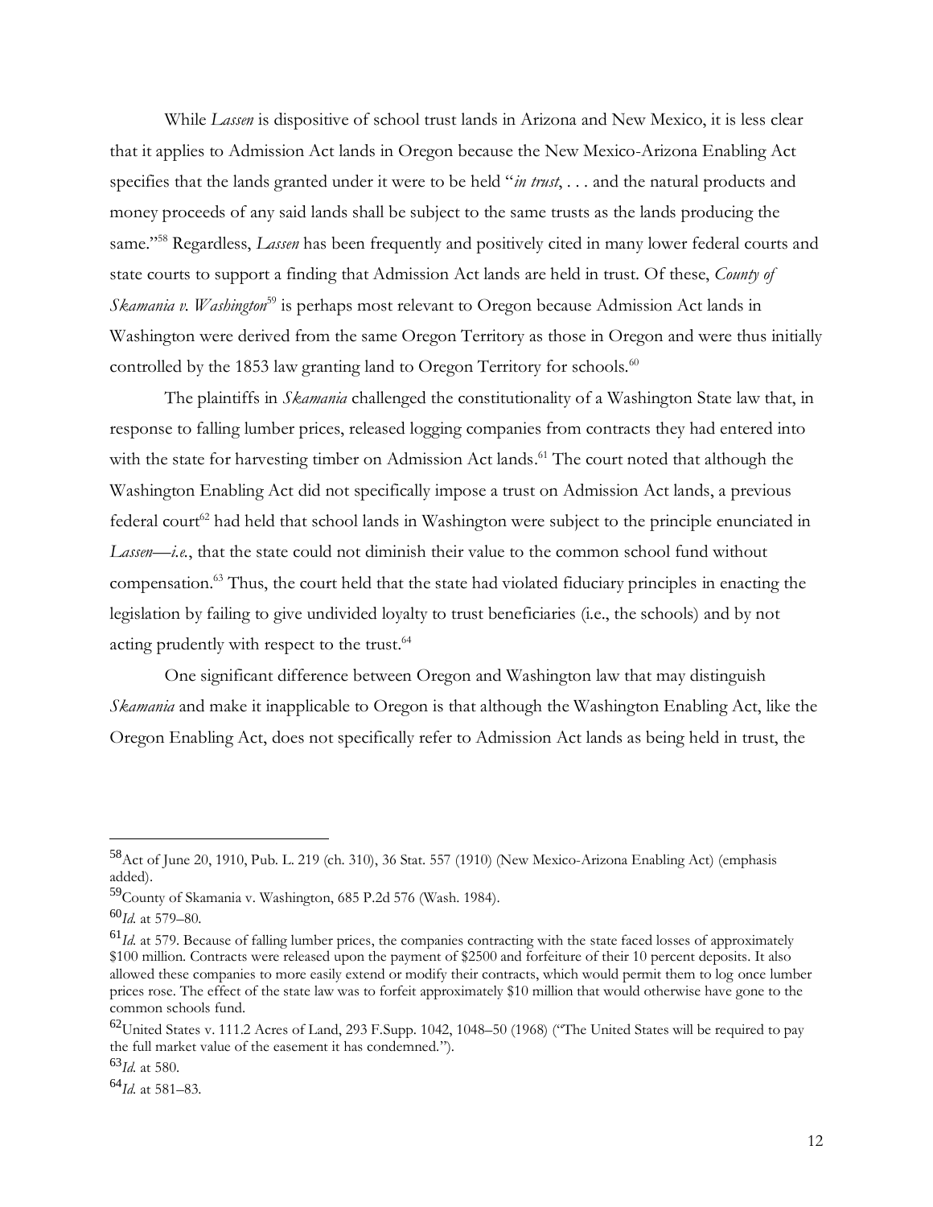While *Lassen* is dispositive of school trust lands in Arizona and New Mexico, it is less clear that it applies to Admission Act lands in Oregon because the New Mexico-Arizona Enabling Act specifies that the lands granted under it were to be held "*in trust*, . . . and the natural products and money proceeds of any said lands shall be subject to the same trusts as the lands producing the same."[58] Regardless, *Lassen* has been frequently and positively cited in many lower federal courts and state courts to support a finding that Admission Act lands are held in trust. Of these, *County of Skamania v. Washington*[59] is perhaps most relevant to Oregon because Admission Act lands in Washington were derived from the same Oregon Territory as those in Oregon and were thus initially controlled by the 1853 law granting land to Oregon Territory for schools.[60]

The plaintiffs in *Skamania* challenged the constitutionality of a Washington State law that, in response to falling lumber prices, released logging companies from contracts they had entered into with the state for harvesting timber on Admission Act lands.[61] The court noted that although the Washington Enabling Act did not specifically impose a trust on Admission Act lands, a previous federal court[62] had held that school lands in Washington were subject to the principle enunciated in *Lassen*—*i.e.*, that the state could not diminish their value to the common school fund without compensation.[63] Thus, the court held that the state had violated fiduciary principles in enacting the legislation by failing to give undivided loyalty to trust beneficiaries (i.e., the schools) and by not acting prudently with respect to the trust.[64]

One significant difference between Oregon and Washington law that may distinguish *Skamania* and make it inapplicable to Oregon is that although the Washington Enabling Act, like the Oregon Enabling Act, does not specifically refer to Admission Act lands as being held in trust, the

---

[58] Act of June 20, 1910, Pub. L. 219 (ch. 310), 36 Stat. 557 (1910) (New Mexico-Arizona Enabling Act) (emphasis added).

[59] County of Skamania v. Washington, 685 P.2d 576 (Wash. 1984).

[60] *Id.* at 579–80.

[61] *Id.* at 579. Because of falling lumber prices, the companies contracting with the state faced losses of approximately \$100 million. Contracts were released upon the payment of \$2500 and forfeiture of their 10 percent deposits. It also allowed these companies to more easily extend or modify their contracts, which would permit them to log once lumber prices rose. The effect of the state law was to forfeit approximately \$10 million that would otherwise have gone to the common schools fund.

[62] United States v. 111.2 Acres of Land, 293 F.Supp. 1042, 1048–50 (1968) ("The United States will be required to pay the full market value of the easement it has condemned.").

[63] *Id.* at 580.

[64] *Id.* at 581–83.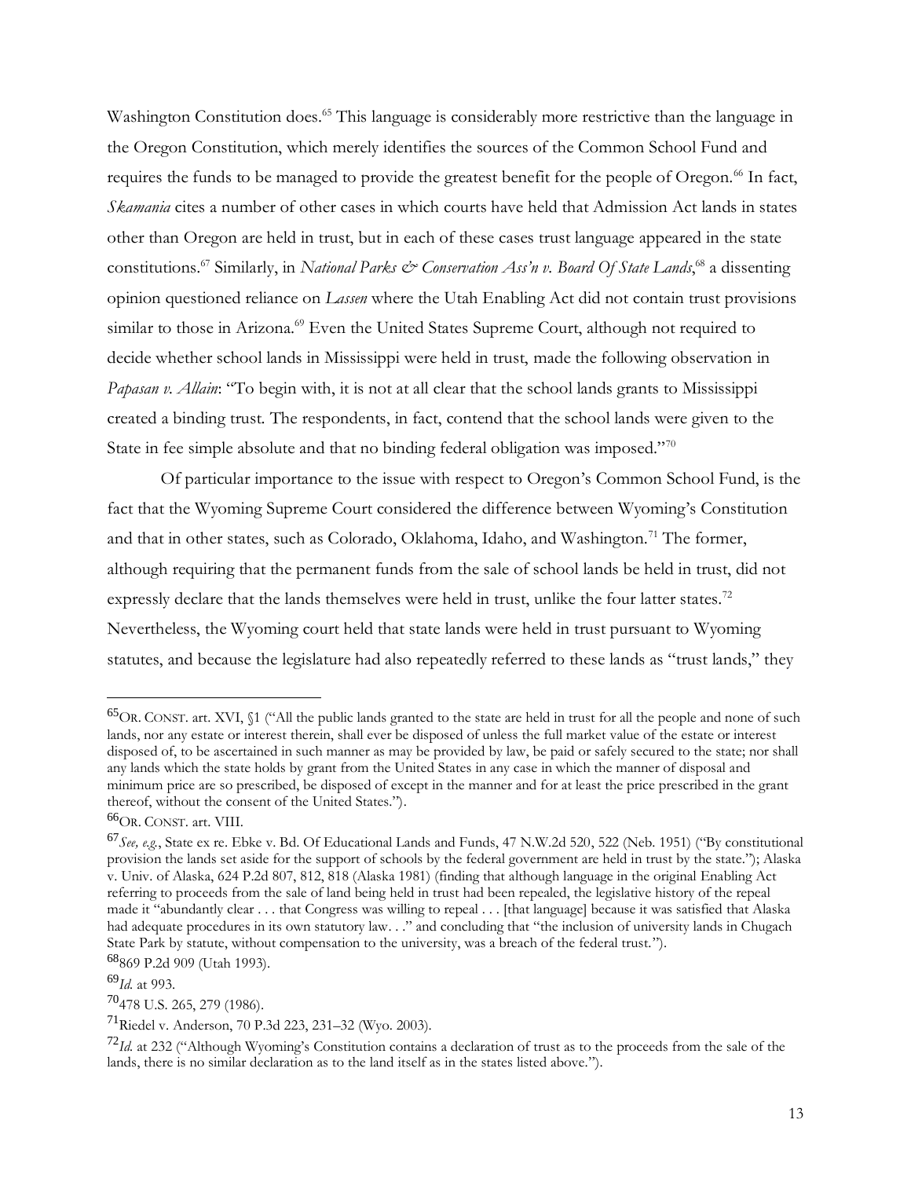Washington Constitution does.[65] This language is considerably more restrictive than the language in the Oregon Constitution, which merely identifies the sources of the Common School Fund and requires the funds to be managed to provide the greatest benefit for the people of Oregon.[66] In fact, *Skamania* cites a number of other cases in which courts have held that Admission Act lands in states other than Oregon are held in trust, but in each of these cases trust language appeared in the state constitutions.[67] Similarly, in *National Parks & Conservation Ass'n v. Board Of State Lands*,[68] a dissenting opinion questioned reliance on *Lassen* where the Utah Enabling Act did not contain trust provisions similar to those in Arizona.[69] Even the United States Supreme Court, although not required to decide whether school lands in Mississippi were held in trust, made the following observation in *Papasan v. Allain*: "To begin with, it is not at all clear that the school lands grants to Mississippi created a binding trust. The respondents, in fact, contend that the school lands were given to the State in fee simple absolute and that no binding federal obligation was imposed."[70]

Of particular importance to the issue with respect to Oregon's Common School Fund, is the fact that the Wyoming Supreme Court considered the difference between Wyoming's Constitution and that in other states, such as Colorado, Oklahoma, Idaho, and Washington.[71] The former, although requiring that the permanent funds from the sale of school lands be held in trust, did not expressly declare that the lands themselves were held in trust, unlike the four latter states.[72] Nevertheless, the Wyoming court held that state lands were held in trust pursuant to Wyoming statutes, and because the legislature had also repeatedly referred to these lands as "trust lands," they

---

[65] OR. CONST. art. XVI, §1 ("All the public lands granted to the state are held in trust for all the people and none of such lands, nor any estate or interest therein, shall ever be disposed of unless the full market value of the estate or interest disposed of, to be ascertained in such manner as may be provided by law, be paid or safely secured to the state; nor shall any lands which the state holds by grant from the United States in any case in which the manner of disposal and minimum price are so prescribed, be disposed of except in the manner and for at least the price prescribed in the grant thereof, without the consent of the United States.").

[66] OR. CONST. art. VIII.

[67] *See, e.g.*, State ex re. Ebke v. Bd. Of Educational Lands and Funds, 47 N.W.2d 520, 522 (Neb. 1951) ("By constitutional provision the lands set aside for the support of schools by the federal government are held in trust by the state."); Alaska v. Univ. of Alaska, 624 P.2d 807, 812, 818 (Alaska 1981) (finding that although language in the original Enabling Act referring to proceeds from the sale of land being held in trust had been repealed, the legislative history of the repeal made it "abundantly clear . . . that Congress was willing to repeal . . . [that language] because it was satisfied that Alaska had adequate procedures in its own statutory law. . ." and concluding that "the inclusion of university lands in Chugach State Park by statute, without compensation to the university, was a breach of the federal trust.").

[68] 869 P.2d 909 (Utah 1993).

[69] *Id.* at 993.

[70] 478 U.S. 265, 279 (1986).

[71] Riedel v. Anderson, 70 P.3d 223, 231–32 (Wyo. 2003).

[72] *Id.* at 232 ("Although Wyoming's Constitution contains a declaration of trust as to the proceeds from the sale of the lands, there is no similar declaration as to the land itself as in the states listed above.").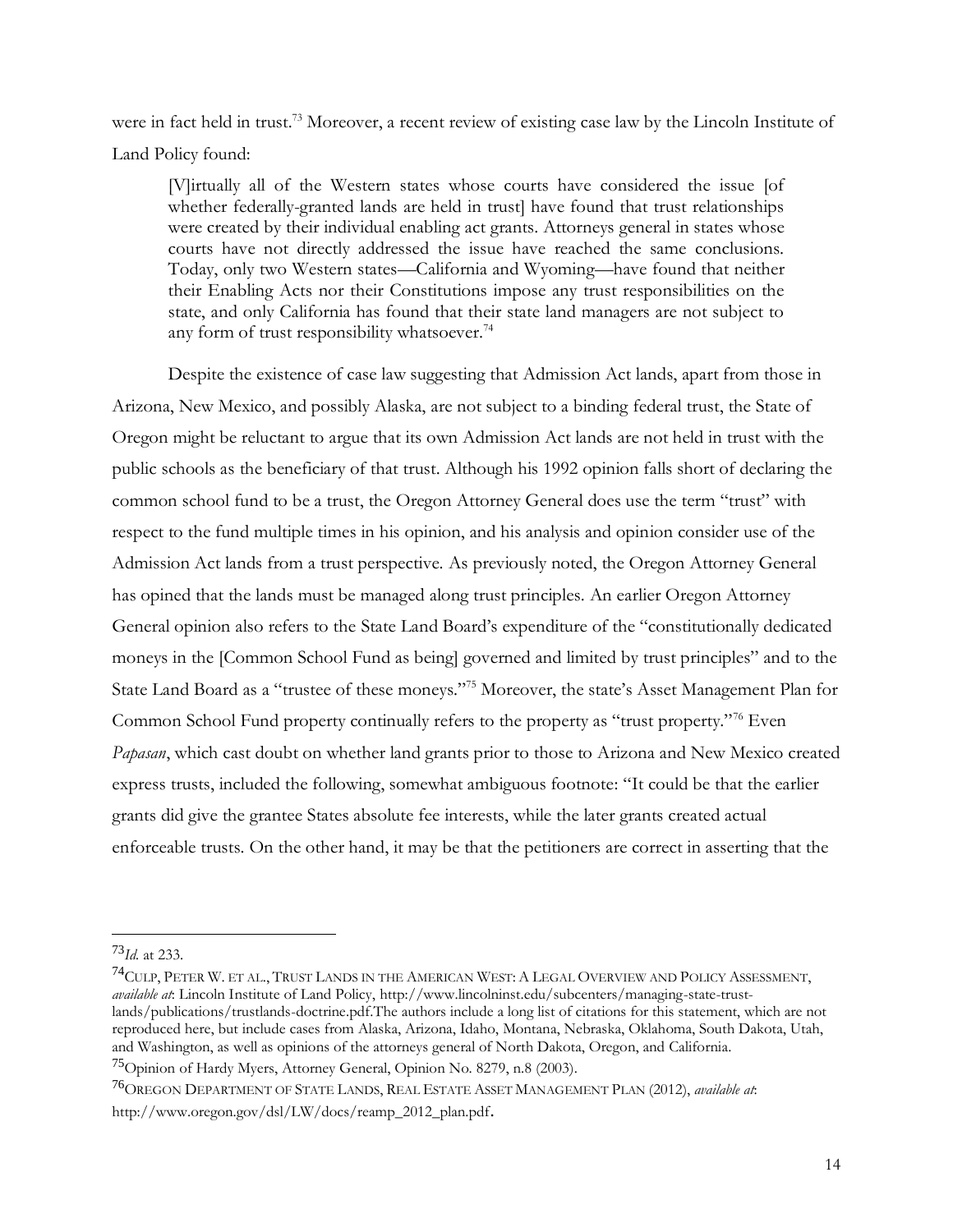were in fact held in trust.[73] Moreover, a recent review of existing case law by the Lincoln Institute of Land Policy found:

> [V]irtually all of the Western states whose courts have considered the issue [of whether federally-granted lands are held in trust] have found that trust relationships were created by their individual enabling act grants. Attorneys general in states whose courts have not directly addressed the issue have reached the same conclusions. Today, only two Western states—California and Wyoming—have found that neither their Enabling Acts nor their Constitutions impose any trust responsibilities on the state, and only California has found that their state land managers are not subject to any form of trust responsibility whatsoever.[74]

Despite the existence of case law suggesting that Admission Act lands, apart from those in Arizona, New Mexico, and possibly Alaska, are not subject to a binding federal trust, the State of Oregon might be reluctant to argue that its own Admission Act lands are not held in trust with the public schools as the beneficiary of that trust. Although his 1992 opinion falls short of declaring the common school fund to be a trust, the Oregon Attorney General does use the term "trust" with respect to the fund multiple times in his opinion, and his analysis and opinion consider use of the Admission Act lands from a trust perspective. As previously noted, the Oregon Attorney General has opined that the lands must be managed along trust principles. An earlier Oregon Attorney General opinion also refers to the State Land Board's expenditure of the "constitutionally dedicated moneys in the [Common School Fund as being] governed and limited by trust principles" and to the State Land Board as a "trustee of these moneys."[75] Moreover, the state's Asset Management Plan for Common School Fund property continually refers to the property as "trust property."[76] Even *Papasan*, which cast doubt on whether land grants prior to those to Arizona and New Mexico created express trusts, included the following, somewhat ambiguous footnote: "It could be that the earlier grants did give the grantee States absolute fee interests, while the later grants created actual enforceable trusts. On the other hand, it may be that the petitioners are correct in asserting that the

---

[73] *Id.* at 233.

[74] CULP, PETER W. ET AL., TRUST LANDS IN THE AMERICAN WEST: A LEGAL OVERVIEW AND POLICY ASSESSMENT, *available at*: Lincoln Institute of Land Policy, http://www.lincolninst.edu/subcenters/managing-state-trust-lands/publications/trustlands-doctrine.pdf.The authors include a long list of citations for this statement, which are not reproduced here, but include cases from Alaska, Arizona, Idaho, Montana, Nebraska, Oklahoma, South Dakota, Utah, and Washington, as well as opinions of the attorneys general of North Dakota, Oregon, and California.

[75] Opinion of Hardy Myers, Attorney General, Opinion No. 8279, n.8 (2003).

[76] OREGON DEPARTMENT OF STATE LANDS, REAL ESTATE ASSET MANAGEMENT PLAN (2012), *available at*: http://www.oregon.gov/dsl/LW/docs/reamp_2012_plan.pdf.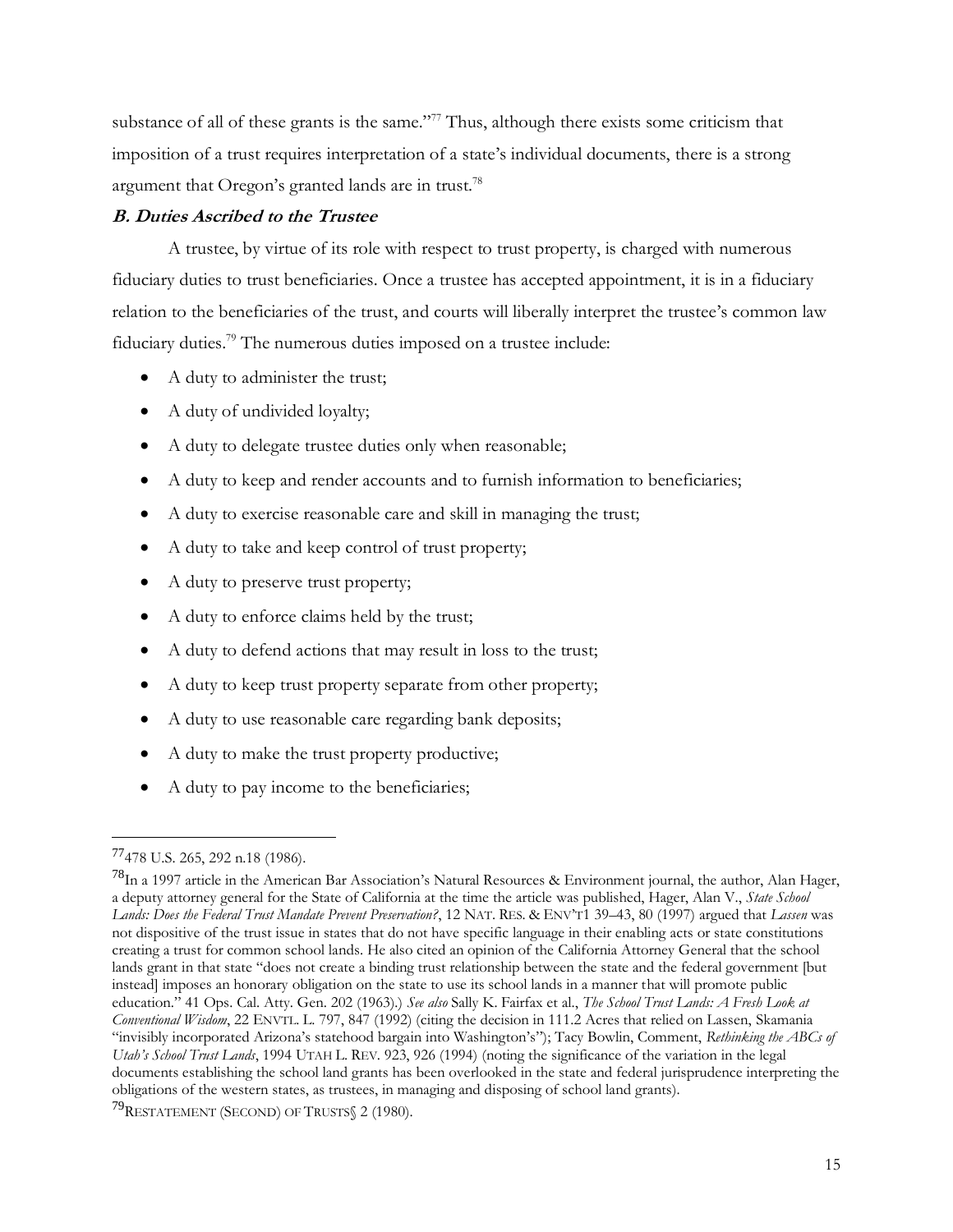substance of all of these grants is the same."[77] Thus, although there exists some criticism that imposition of a trust requires interpretation of a state's individual documents, there is a strong argument that Oregon's granted lands are in trust.[78]

### *B. Duties Ascribed to the Trustee*

A trustee, by virtue of its role with respect to trust property, is charged with numerous fiduciary duties to trust beneficiaries. Once a trustee has accepted appointment, it is in a fiduciary relation to the beneficiaries of the trust, and courts will liberally interpret the trustee's common law fiduciary duties.[79] The numerous duties imposed on a trustee include:

- A duty to administer the trust;
- A duty of undivided loyalty;
- A duty to delegate trustee duties only when reasonable;
- A duty to keep and render accounts and to furnish information to beneficiaries;
- A duty to exercise reasonable care and skill in managing the trust;
- A duty to take and keep control of trust property;
- A duty to preserve trust property;
- A duty to enforce claims held by the trust;
- A duty to defend actions that may result in loss to the trust;
- A duty to keep trust property separate from other property;
- A duty to use reasonable care regarding bank deposits;
- A duty to make the trust property productive;
- A duty to pay income to the beneficiaries;

---

[77] 478 U.S. 265, 292 n.18 (1986).

[78] In a 1997 article in the American Bar Association's Natural Resources & Environment journal, the author, Alan Hager, a deputy attorney general for the State of California at the time the article was published, Hager, Alan V., *State School Lands: Does the Federal Trust Mandate Prevent Preservation?*, 12 NAT. RES. & ENV'T1 39–43, 80 (1997) argued that *Lassen* was not dispositive of the trust issue in states that do not have specific language in their enabling acts or state constitutions creating a trust for common school lands. He also cited an opinion of the California Attorney General that the school lands grant in that state "does not create a binding trust relationship between the state and the federal government [but instead] imposes an honorary obligation on the state to use its school lands in a manner that will promote public education." 41 Ops. Cal. Atty. Gen. 202 (1963).) *See also* Sally K. Fairfax et al., *The School Trust Lands: A Fresh Look at Conventional Wisdom*, 22 ENVTL. L. 797, 847 (1992) (citing the decision in 111.2 Acres that relied on Lassen, Skamania "invisibly incorporated Arizona's statehood bargain into Washington's"); Tacy Bowlin, Comment, *Rethinking the ABCs of Utah's School Trust Lands*, 1994 UTAH L. REV. 923, 926 (1994) (noting the significance of the variation in the legal documents establishing the school land grants has been overlooked in the state and federal jurisprudence interpreting the obligations of the western states, as trustees, in managing and disposing of school land grants).

[79] RESTATEMENT (SECOND) OF TRUSTS§ 2 (1980).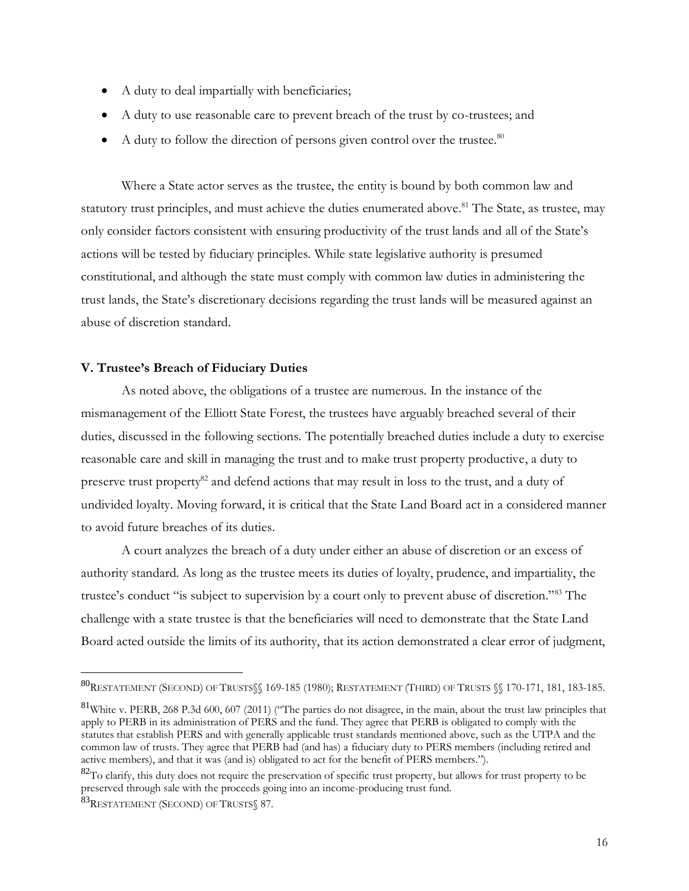- A duty to deal impartially with beneficiaries;
- A duty to use reasonable care to prevent breach of the trust by co-trustees; and
- A duty to follow the direction of persons given control over the trustee.[80]

Where a State actor serves as the trustee, the entity is bound by both common law and statutory trust principles, and must achieve the duties enumerated above.[81] The State, as trustee, may only consider factors consistent with ensuring productivity of the trust lands and all of the State's actions will be tested by fiduciary principles. While state legislative authority is presumed constitutional, and although the state must comply with common law duties in administering the trust lands, the State's discretionary decisions regarding the trust lands will be measured against an abuse of discretion standard.

**V. Trustee's Breach of Fiduciary Duties**

As noted above, the obligations of a trustee are numerous. In the instance of the mismanagement of the Elliott State Forest, the trustees have arguably breached several of their duties, discussed in the following sections. The potentially breached duties include a duty to exercise reasonable care and skill in managing the trust and to make trust property productive, a duty to preserve trust property[82] and defend actions that may result in loss to the trust, and a duty of undivided loyalty. Moving forward, it is critical that the State Land Board act in a considered manner to avoid future breaches of its duties.

A court analyzes the breach of a duty under either an abuse of discretion or an excess of authority standard. As long as the trustee meets its duties of loyalty, prudence, and impartiality, the trustee's conduct "is subject to supervision by a court only to prevent abuse of discretion."[83] The challenge with a state trustee is that the beneficiaries will need to demonstrate that the State Land Board acted outside the limits of its authority, that its action demonstrated a clear error of judgment,

---

[80] RESTATEMENT (SECOND) OF TRUSTS§§ 169-185 (1980); RESTATEMENT (THIRD) OF TRUSTS §§ 170-171, 181, 183-185.

[81] White v. PERB, 268 P.3d 600, 607 (2011) ("The parties do not disagree, in the main, about the trust law principles that apply to PERB in its administration of PERS and the fund. They agree that PERB is obligated to comply with the statutes that establish PERS and with generally applicable trust standards mentioned above, such as the UTPA and the common law of trusts. They agree that PERB had (and has) a fiduciary duty to PERS members (including retired and active members), and that it was (and is) obligated to act for the benefit of PERS members.").

[82] To clarify, this duty does not require the preservation of specific trust property, but allows for trust property to be preserved through sale with the proceeds going into an income-producing trust fund.

[83] RESTATEMENT (SECOND) OF TRUSTS§ 87.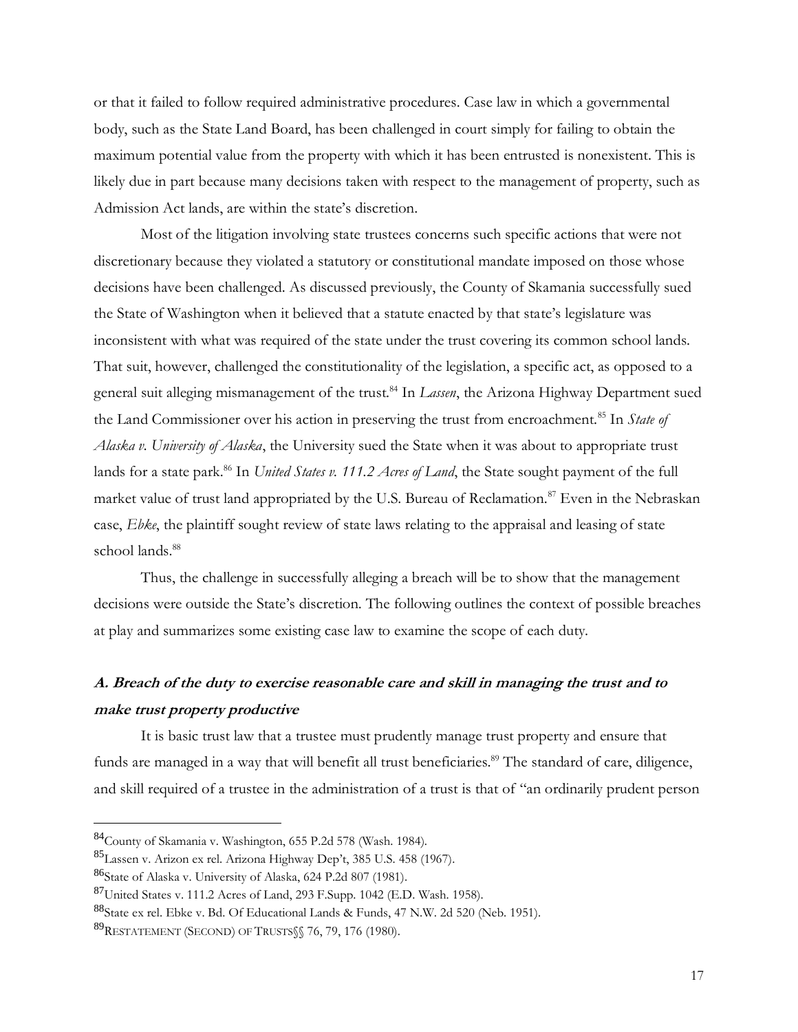or that it failed to follow required administrative procedures. Case law in which a governmental body, such as the State Land Board, has been challenged in court simply for failing to obtain the maximum potential value from the property with which it has been entrusted is nonexistent. This is likely due in part because many decisions taken with respect to the management of property, such as Admission Act lands, are within the state's discretion.

Most of the litigation involving state trustees concerns such specific actions that were not discretionary because they violated a statutory or constitutional mandate imposed on those whose decisions have been challenged. As discussed previously, the County of Skamania successfully sued the State of Washington when it believed that a statute enacted by that state's legislature was inconsistent with what was required of the state under the trust covering its common school lands. That suit, however, challenged the constitutionality of the legislation, a specific act, as opposed to a general suit alleging mismanagement of the trust.[84] In *Lassen*, the Arizona Highway Department sued the Land Commissioner over his action in preserving the trust from encroachment.[85] In *State of Alaska v. University of Alaska*, the University sued the State when it was about to appropriate trust lands for a state park.[86] In *United States v. 111.2 Acres of Land*, the State sought payment of the full market value of trust land appropriated by the U.S. Bureau of Reclamation.[87] Even in the Nebraskan case, *Ebke*, the plaintiff sought review of state laws relating to the appraisal and leasing of state school lands.[88]

Thus, the challenge in successfully alleging a breach will be to show that the management decisions were outside the State's discretion. The following outlines the context of possible breaches at play and summarizes some existing case law to examine the scope of each duty.

### *A. Breach of the duty to exercise reasonable care and skill in managing the trust and to make trust property productive*

It is basic trust law that a trustee must prudently manage trust property and ensure that funds are managed in a way that will benefit all trust beneficiaries.[89] The standard of care, diligence, and skill required of a trustee in the administration of a trust is that of "an ordinarily prudent person

---

[84] County of Skamania v. Washington, 655 P.2d 578 (Wash. 1984).

[85] Lassen v. Arizon ex rel. Arizona Highway Dep't, 385 U.S. 458 (1967).

[86] State of Alaska v. University of Alaska, 624 P.2d 807 (1981).

[87] United States v. 111.2 Acres of Land, 293 F.Supp. 1042 (E.D. Wash. 1958).

[88] State ex rel. Ebke v. Bd. Of Educational Lands & Funds, 47 N.W. 2d 520 (Neb. 1951).

[89] RESTATEMENT (SECOND) OF TRUSTS§§ 76, 79, 176 (1980).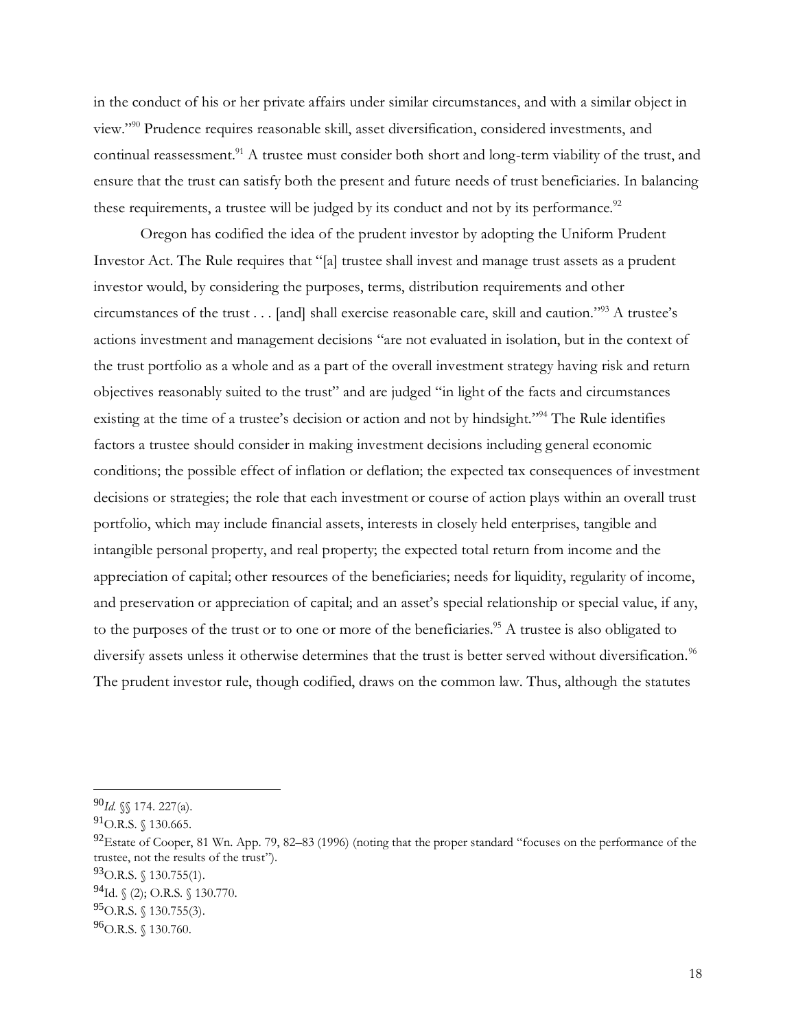in the conduct of his or her private affairs under similar circumstances, and with a similar object in view."[90] Prudence requires reasonable skill, asset diversification, considered investments, and continual reassessment.[91] A trustee must consider both short and long-term viability of the trust, and ensure that the trust can satisfy both the present and future needs of trust beneficiaries. In balancing these requirements, a trustee will be judged by its conduct and not by its performance.[92]

Oregon has codified the idea of the prudent investor by adopting the Uniform Prudent Investor Act. The Rule requires that "[a] trustee shall invest and manage trust assets as a prudent investor would, by considering the purposes, terms, distribution requirements and other circumstances of the trust . . . [and] shall exercise reasonable care, skill and caution."[93] A trustee's actions investment and management decisions "are not evaluated in isolation, but in the context of the trust portfolio as a whole and as a part of the overall investment strategy having risk and return objectives reasonably suited to the trust" and are judged "in light of the facts and circumstances existing at the time of a trustee's decision or action and not by hindsight."[94] The Rule identifies factors a trustee should consider in making investment decisions including general economic conditions; the possible effect of inflation or deflation; the expected tax consequences of investment decisions or strategies; the role that each investment or course of action plays within an overall trust portfolio, which may include financial assets, interests in closely held enterprises, tangible and intangible personal property, and real property; the expected total return from income and the appreciation of capital; other resources of the beneficiaries; needs for liquidity, regularity of income, and preservation or appreciation of capital; and an asset's special relationship or special value, if any, to the purposes of the trust or to one or more of the beneficiaries.[95] A trustee is also obligated to diversify assets unless it otherwise determines that the trust is better served without diversification.[96] The prudent investor rule, though codified, draws on the common law. Thus, although the statutes

---

[90] *Id.* §§ 174. 227(a).

[91] O.R.S. § 130.665.

[92] Estate of Cooper, 81 Wn. App. 79, 82–83 (1996) (noting that the proper standard "focuses on the performance of the trustee, not the results of the trust").

[93] O.R.S. § 130.755(1).

[94] Id. § (2); O.R.S. § 130.770.

[95] O.R.S. § 130.755(3).

[96] O.R.S. § 130.760.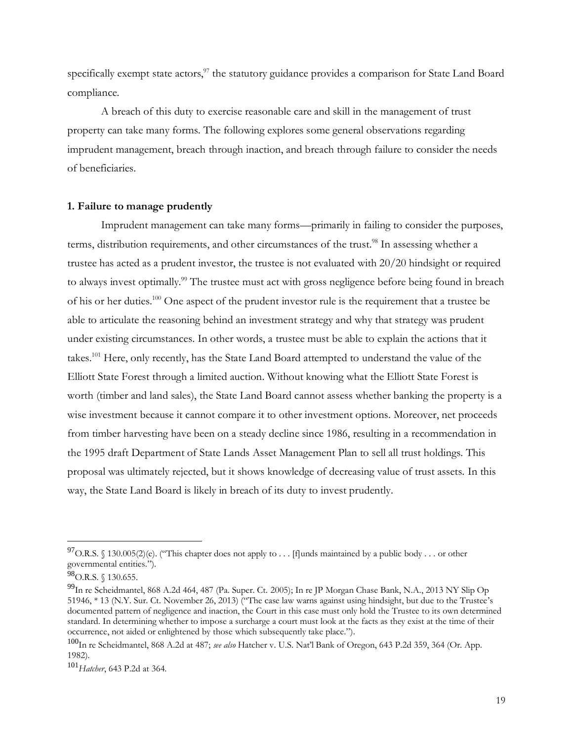specifically exempt state actors,[97] the statutory guidance provides a comparison for State Land Board compliance.

A breach of this duty to exercise reasonable care and skill in the management of trust property can take many forms. The following explores some general observations regarding imprudent management, breach through inaction, and breach through failure to consider the needs of beneficiaries.

**1. Failure to manage prudently**

Imprudent management can take many forms—primarily in failing to consider the purposes, terms, distribution requirements, and other circumstances of the trust.[98] In assessing whether a trustee has acted as a prudent investor, the trustee is not evaluated with 20/20 hindsight or required to always invest optimally.[99] The trustee must act with gross negligence before being found in breach of his or her duties.[100] One aspect of the prudent investor rule is the requirement that a trustee be able to articulate the reasoning behind an investment strategy and why that strategy was prudent under existing circumstances. In other words, a trustee must be able to explain the actions that it takes.[101] Here, only recently, has the State Land Board attempted to understand the value of the Elliott State Forest through a limited auction. Without knowing what the Elliott State Forest is worth (timber and land sales), the State Land Board cannot assess whether banking the property is a wise investment because it cannot compare it to other investment options. Moreover, net proceeds from timber harvesting have been on a steady decline since 1986, resulting in a recommendation in the 1995 draft Department of State Lands Asset Management Plan to sell all trust holdings. This proposal was ultimately rejected, but it shows knowledge of decreasing value of trust assets. In this way, the State Land Board is likely in breach of its duty to invest prudently.

---

[97] O.R.S. § 130.005(2)(e). ("This chapter does not apply to . . . [f]unds maintained by a public body . . . or other governmental entities.").

[98] O.R.S. § 130.655.

[99] In re Scheidmantel, 868 A.2d 464, 487 (Pa. Super. Ct. 2005); In re JP Morgan Chase Bank, N.A., 2013 NY Slip Op 51946, * 13 (N.Y. Sur. Ct. November 26, 2013) ("The case law warns against using hindsight, but due to the Trustee's documented pattern of negligence and inaction, the Court in this case must only hold the Trustee to its own determined standard. In determining whether to impose a surcharge a court must look at the facts as they exist at the time of their occurrence, not aided or enlightened by those which subsequently take place.").

[100] In re Scheidmantel, 868 A.2d at 487; *see also* Hatcher v. U.S. Nat'l Bank of Oregon, 643 P.2d 359, 364 (Or. App. 1982).

[101] *Hatcher*, 643 P.2d at 364.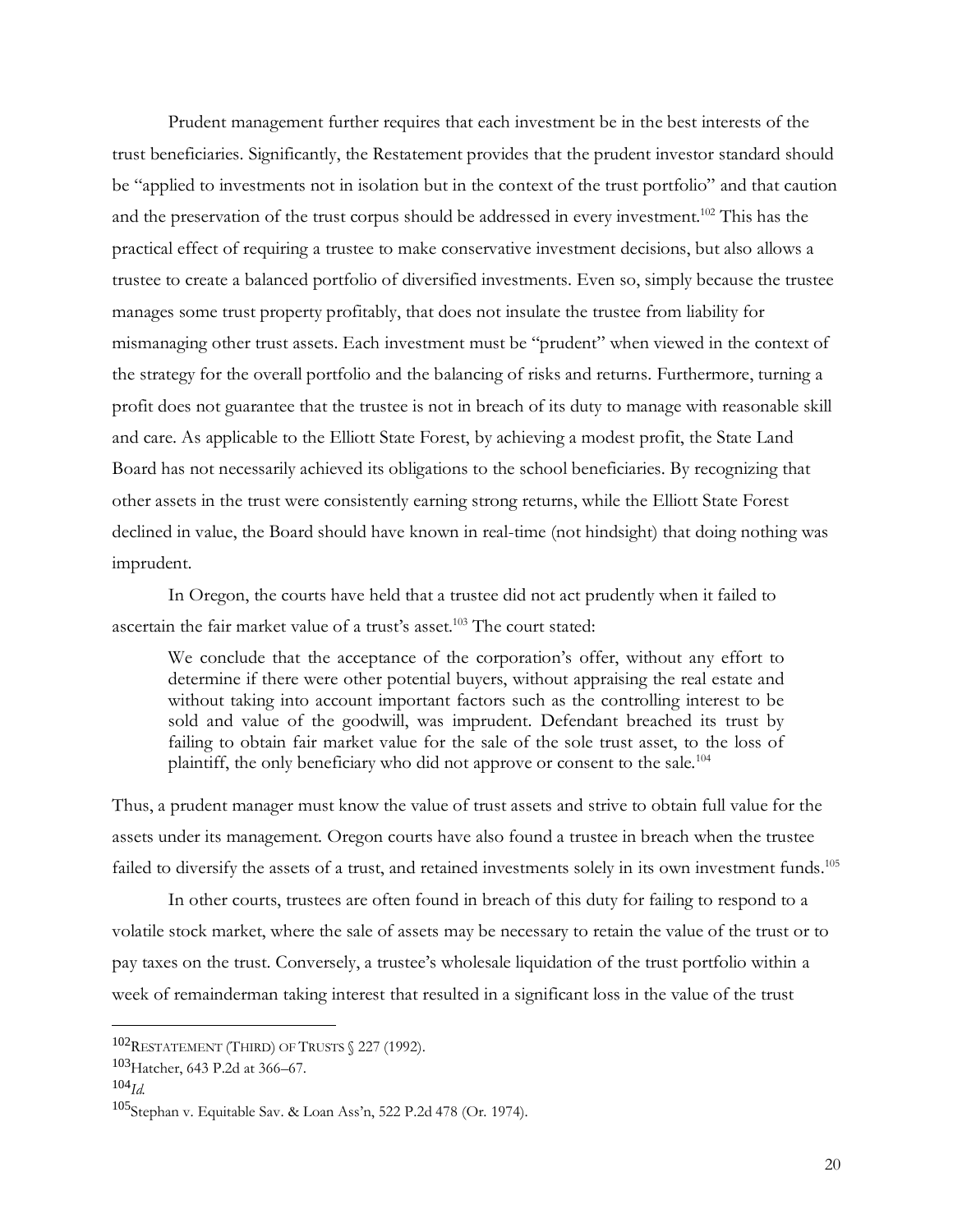Prudent management further requires that each investment be in the best interests of the trust beneficiaries. Significantly, the Restatement provides that the prudent investor standard should be "applied to investments not in isolation but in the context of the trust portfolio" and that caution and the preservation of the trust corpus should be addressed in every investment.[102] This has the practical effect of requiring a trustee to make conservative investment decisions, but also allows a trustee to create a balanced portfolio of diversified investments. Even so, simply because the trustee manages some trust property profitably, that does not insulate the trustee from liability for mismanaging other trust assets. Each investment must be "prudent" when viewed in the context of the strategy for the overall portfolio and the balancing of risks and returns. Furthermore, turning a profit does not guarantee that the trustee is not in breach of its duty to manage with reasonable skill and care. As applicable to the Elliott State Forest, by achieving a modest profit, the State Land Board has not necessarily achieved its obligations to the school beneficiaries. By recognizing that other assets in the trust were consistently earning strong returns, while the Elliott State Forest declined in value, the Board should have known in real-time (not hindsight) that doing nothing was imprudent.

In Oregon, the courts have held that a trustee did not act prudently when it failed to ascertain the fair market value of a trust's asset.[103] The court stated:

> We conclude that the acceptance of the corporation's offer, without any effort to determine if there were other potential buyers, without appraising the real estate and without taking into account important factors such as the controlling interest to be sold and value of the goodwill, was imprudent. Defendant breached its trust by failing to obtain fair market value for the sale of the sole trust asset, to the loss of plaintiff, the only beneficiary who did not approve or consent to the sale.[104]

Thus, a prudent manager must know the value of trust assets and strive to obtain full value for the assets under its management. Oregon courts have also found a trustee in breach when the trustee failed to diversify the assets of a trust, and retained investments solely in its own investment funds.[105]

In other courts, trustees are often found in breach of this duty for failing to respond to a volatile stock market, where the sale of assets may be necessary to retain the value of the trust or to pay taxes on the trust. Conversely, a trustee's wholesale liquidation of the trust portfolio within a week of remainderman taking interest that resulted in a significant loss in the value of the trust

---

[102] RESTATEMENT (THIRD) OF TRUSTS § 227 (1992).

[103] Hatcher, 643 P.2d at 366–67.

[104] *Id.*

[105] Stephan v. Equitable Sav. & Loan Ass'n, 522 P.2d 478 (Or. 1974).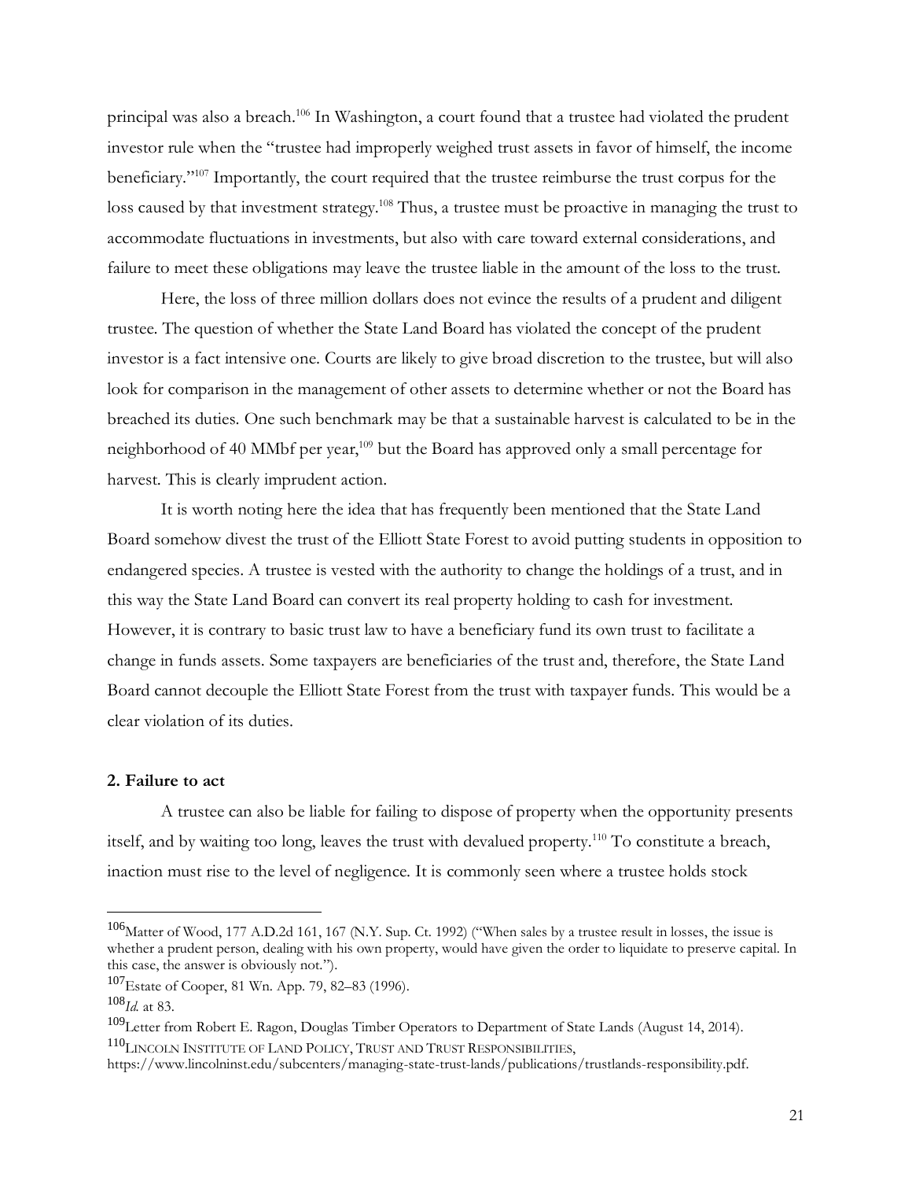principal was also a breach.[106] In Washington, a court found that a trustee had violated the prudent investor rule when the "trustee had improperly weighed trust assets in favor of himself, the income beneficiary."[107] Importantly, the court required that the trustee reimburse the trust corpus for the loss caused by that investment strategy.[108] Thus, a trustee must be proactive in managing the trust to accommodate fluctuations in investments, but also with care toward external considerations, and failure to meet these obligations may leave the trustee liable in the amount of the loss to the trust.

Here, the loss of three million dollars does not evince the results of a prudent and diligent trustee. The question of whether the State Land Board has violated the concept of the prudent investor is a fact intensive one. Courts are likely to give broad discretion to the trustee, but will also look for comparison in the management of other assets to determine whether or not the Board has breached its duties. One such benchmark may be that a sustainable harvest is calculated to be in the neighborhood of 40 MMbf per year,[109] but the Board has approved only a small percentage for harvest. This is clearly imprudent action.

It is worth noting here the idea that has frequently been mentioned that the State Land Board somehow divest the trust of the Elliott State Forest to avoid putting students in opposition to endangered species. A trustee is vested with the authority to change the holdings of a trust, and in this way the State Land Board can convert its real property holding to cash for investment. However, it is contrary to basic trust law to have a beneficiary fund its own trust to facilitate a change in funds assets. Some taxpayers are beneficiaries of the trust and, therefore, the State Land Board cannot decouple the Elliott State Forest from the trust with taxpayer funds. This would be a clear violation of its duties.

**2. Failure to act**

A trustee can also be liable for failing to dispose of property when the opportunity presents itself, and by waiting too long, leaves the trust with devalued property.[110] To constitute a breach, inaction must rise to the level of negligence. It is commonly seen where a trustee holds stock

---

[106] Matter of Wood, 177 A.D.2d 161, 167 (N.Y. Sup. Ct. 1992) ("When sales by a trustee result in losses, the issue is whether a prudent person, dealing with his own property, would have given the order to liquidate to preserve capital. In this case, the answer is obviously not.").

[107] Estate of Cooper, 81 Wn. App. 79, 82–83 (1996).

[108] *Id.* at 83.

[109] Letter from Robert E. Ragon, Douglas Timber Operators to Department of State Lands (August 14, 2014).

[110] LINCOLN INSTITUTE OF LAND POLICY, TRUST AND TRUST RESPONSIBILITIES, https://www.lincolninst.edu/subcenters/managing-state-trust-lands/publications/trustlands-responsibility.pdf.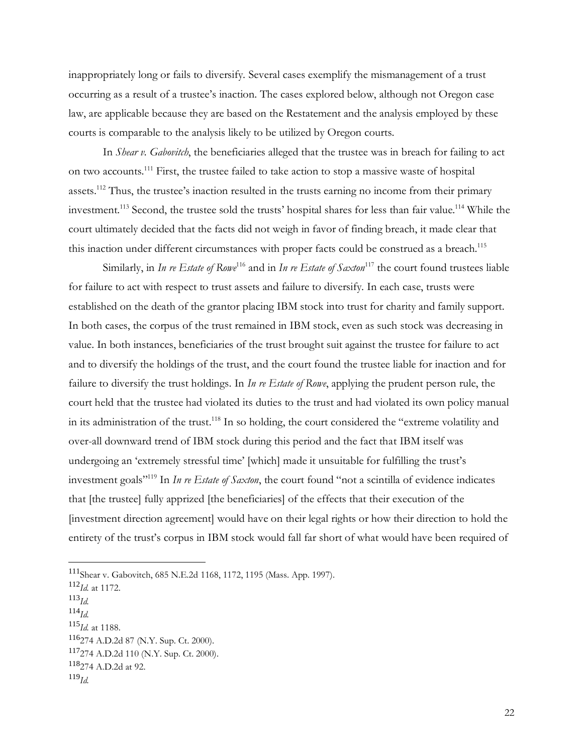inappropriately long or fails to diversify. Several cases exemplify the mismanagement of a trust occurring as a result of a trustee's inaction. The cases explored below, although not Oregon case law, are applicable because they are based on the Restatement and the analysis employed by these courts is comparable to the analysis likely to be utilized by Oregon courts.

In *Shear v. Gabovitch*, the beneficiaries alleged that the trustee was in breach for failing to act on two accounts.[111] First, the trustee failed to take action to stop a massive waste of hospital assets.[112] Thus, the trustee's inaction resulted in the trusts earning no income from their primary investment.[113] Second, the trustee sold the trusts' hospital shares for less than fair value.[114] While the court ultimately decided that the facts did not weigh in favor of finding breach, it made clear that this inaction under different circumstances with proper facts could be construed as a breach.[115]

Similarly, in *In re Estate of Rowe*[116] and in *In re Estate of Saxton*[117] the court found trustees liable for failure to act with respect to trust assets and failure to diversify. In each case, trusts were established on the death of the grantor placing IBM stock into trust for charity and family support. In both cases, the corpus of the trust remained in IBM stock, even as such stock was decreasing in value. In both instances, beneficiaries of the trust brought suit against the trustee for failure to act and to diversify the holdings of the trust, and the court found the trustee liable for inaction and for failure to diversify the trust holdings. In *In re Estate of Rowe*, applying the prudent person rule, the court held that the trustee had violated its duties to the trust and had violated its own policy manual in its administration of the trust.[118] In so holding, the court considered the "extreme volatility and over-all downward trend of IBM stock during this period and the fact that IBM itself was undergoing an 'extremely stressful time' [which] made it unsuitable for fulfilling the trust's investment goals"[119] In *In re Estate of Saxton*, the court found "not a scintilla of evidence indicates that [the trustee] fully apprized [the beneficiaries] of the effects that their execution of the [investment direction agreement] would have on their legal rights or how their direction to hold the entirety of the trust's corpus in IBM stock would fall far short of what would have been required of

---

[111] Shear v. Gabovitch, 685 N.E.2d 1168, 1172, 1195 (Mass. App. 1997).
[112] *Id.* at 1172.
[113] *Id.*
[114] *Id.*
[115] *Id.* at 1188.
[116] 274 A.D.2d 87 (N.Y. Sup. Ct. 2000).
[117] 274 A.D.2d 110 (N.Y. Sup. Ct. 2000).
[118] 274 A.D.2d at 92.
[119] *Id.*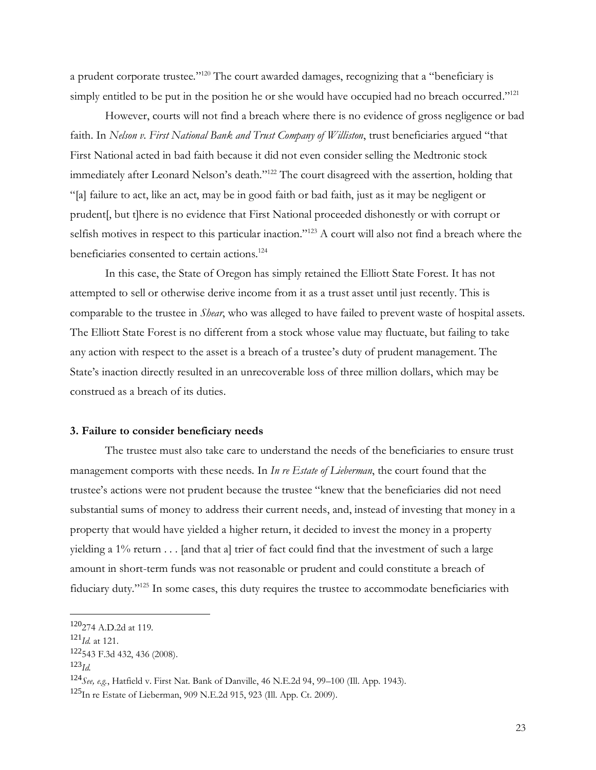a prudent corporate trustee."[120] The court awarded damages, recognizing that a "beneficiary is simply entitled to be put in the position he or she would have occupied had no breach occurred."[121]

However, courts will not find a breach where there is no evidence of gross negligence or bad faith. In *Nelson v. First National Bank and Trust Company of Williston*, trust beneficiaries argued "that First National acted in bad faith because it did not even consider selling the Medtronic stock immediately after Leonard Nelson's death."[122] The court disagreed with the assertion, holding that "[a] failure to act, like an act, may be in good faith or bad faith, just as it may be negligent or prudent[, but t]here is no evidence that First National proceeded dishonestly or with corrupt or selfish motives in respect to this particular inaction."[123] A court will also not find a breach where the beneficiaries consented to certain actions.[124]

In this case, the State of Oregon has simply retained the Elliott State Forest. It has not attempted to sell or otherwise derive income from it as a trust asset until just recently. This is comparable to the trustee in *Shear*, who was alleged to have failed to prevent waste of hospital assets. The Elliott State Forest is no different from a stock whose value may fluctuate, but failing to take any action with respect to the asset is a breach of a trustee's duty of prudent management. The State's inaction directly resulted in an unrecoverable loss of three million dollars, which may be construed as a breach of its duties.

### 3. Failure to consider beneficiary needs

The trustee must also take care to understand the needs of the beneficiaries to ensure trust management comports with these needs. In *In re Estate of Lieberman*, the court found that the trustee's actions were not prudent because the trustee "knew that the beneficiaries did not need substantial sums of money to address their current needs, and, instead of investing that money in a property that would have yielded a higher return, it decided to invest the money in a property yielding a 1% return . . . [and that a] trier of fact could find that the investment of such a large amount in short-term funds was not reasonable or prudent and could constitute a breach of fiduciary duty."[125] In some cases, this duty requires the trustee to accommodate beneficiaries with

---

[120] 274 A.D.2d at 119.

[121] *Id.* at 121.

[122] 543 F.3d 432, 436 (2008).

[123] *Id.*

[124] *See, e.g.*, Hatfield v. First Nat. Bank of Danville, 46 N.E.2d 94, 99–100 (Ill. App. 1943).

[125] In re Estate of Lieberman, 909 N.E.2d 915, 923 (Ill. App. Ct. 2009).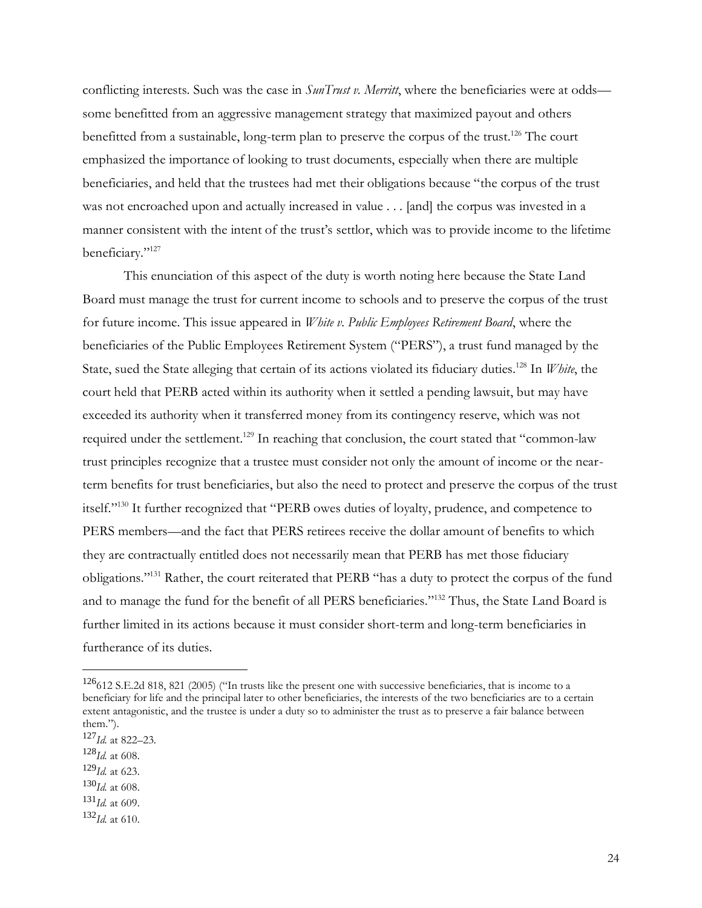conflicting interests. Such was the case in *SunTrust v. Merritt*, where the beneficiaries were at odds—some benefitted from an aggressive management strategy that maximized payout and others benefitted from a sustainable, long-term plan to preserve the corpus of the trust.[126] The court emphasized the importance of looking to trust documents, especially when there are multiple beneficiaries, and held that the trustees had met their obligations because "the corpus of the trust was not encroached upon and actually increased in value . . . [and] the corpus was invested in a manner consistent with the intent of the trust's settlor, which was to provide income to the lifetime beneficiary."[127]

This enunciation of this aspect of the duty is worth noting here because the State Land Board must manage the trust for current income to schools and to preserve the corpus of the trust for future income. This issue appeared in *White v. Public Employees Retirement Board*, where the beneficiaries of the Public Employees Retirement System ("PERS"), a trust fund managed by the State, sued the State alleging that certain of its actions violated its fiduciary duties.[128] In *White*, the court held that PERB acted within its authority when it settled a pending lawsuit, but may have exceeded its authority when it transferred money from its contingency reserve, which was not required under the settlement.[129] In reaching that conclusion, the court stated that "common-law trust principles recognize that a trustee must consider not only the amount of income or the near-term benefits for trust beneficiaries, but also the need to protect and preserve the corpus of the trust itself."[130] It further recognized that "PERB owes duties of loyalty, prudence, and competence to PERS members—and the fact that PERS retirees receive the dollar amount of benefits to which they are contractually entitled does not necessarily mean that PERB has met those fiduciary obligations."[131] Rather, the court reiterated that PERB "has a duty to protect the corpus of the fund and to manage the fund for the benefit of all PERS beneficiaries."[132] Thus, the State Land Board is further limited in its actions because it must consider short-term and long-term beneficiaries in furtherance of its duties.

---

[126] 612 S.E.2d 818, 821 (2005) ("In trusts like the present one with successive beneficiaries, that is income to a beneficiary for life and the principal later to other beneficiaries, the interests of the two beneficiaries are to a certain extent antagonistic, and the trustee is under a duty so to administer the trust as to preserve a fair balance between them.").

[127] *Id.* at 822–23.

[128] *Id.* at 608.

[129] *Id.* at 623.

[130] *Id.* at 608.

[131] *Id.* at 609.

[132] *Id.* at 610.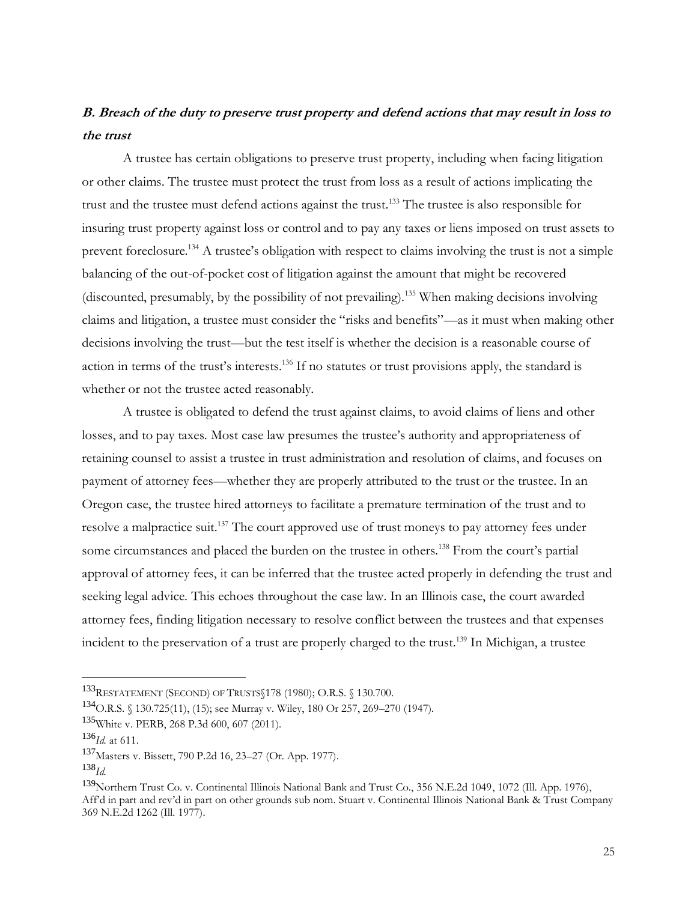### *B. Breach of the duty to preserve trust property and defend actions that may result in loss to the trust*

A trustee has certain obligations to preserve trust property, including when facing litigation or other claims. The trustee must protect the trust from loss as a result of actions implicating the trust and the trustee must defend actions against the trust.[133] The trustee is also responsible for insuring trust property against loss or control and to pay any taxes or liens imposed on trust assets to prevent foreclosure.[134] A trustee's obligation with respect to claims involving the trust is not a simple balancing of the out-of-pocket cost of litigation against the amount that might be recovered (discounted, presumably, by the possibility of not prevailing).[135] When making decisions involving claims and litigation, a trustee must consider the "risks and benefits"—as it must when making other decisions involving the trust—but the test itself is whether the decision is a reasonable course of action in terms of the trust's interests.[136] If no statutes or trust provisions apply, the standard is whether or not the trustee acted reasonably.

A trustee is obligated to defend the trust against claims, to avoid claims of liens and other losses, and to pay taxes. Most case law presumes the trustee's authority and appropriateness of retaining counsel to assist a trustee in trust administration and resolution of claims, and focuses on payment of attorney fees—whether they are properly attributed to the trust or the trustee. In an Oregon case, the trustee hired attorneys to facilitate a premature termination of the trust and to resolve a malpractice suit.[137] The court approved use of trust moneys to pay attorney fees under some circumstances and placed the burden on the trustee in others.[138] From the court's partial approval of attorney fees, it can be inferred that the trustee acted properly in defending the trust and seeking legal advice. This echoes throughout the case law. In an Illinois case, the court awarded attorney fees, finding litigation necessary to resolve conflict between the trustees and that expenses incident to the preservation of a trust are properly charged to the trust.[139] In Michigan, a trustee

---

[133] RESTATEMENT (SECOND) OF TRUSTS§178 (1980); O.R.S. § 130.700.

[134] O.R.S. § 130.725(11), (15); see Murray v. Wiley, 180 Or 257, 269–270 (1947).

[135] White v. PERB, 268 P.3d 600, 607 (2011).

[136] *Id.* at 611.

[137] Masters v. Bissett, 790 P.2d 16, 23–27 (Or. App. 1977).

[138] *Id.*

[139] Northern Trust Co. v. Continental Illinois National Bank and Trust Co., 356 N.E.2d 1049, 1072 (Ill. App. 1976), Aff'd in part and rev'd in part on other grounds sub nom. Stuart v. Continental Illinois National Bank & Trust Company 369 N.E.2d 1262 (Ill. 1977).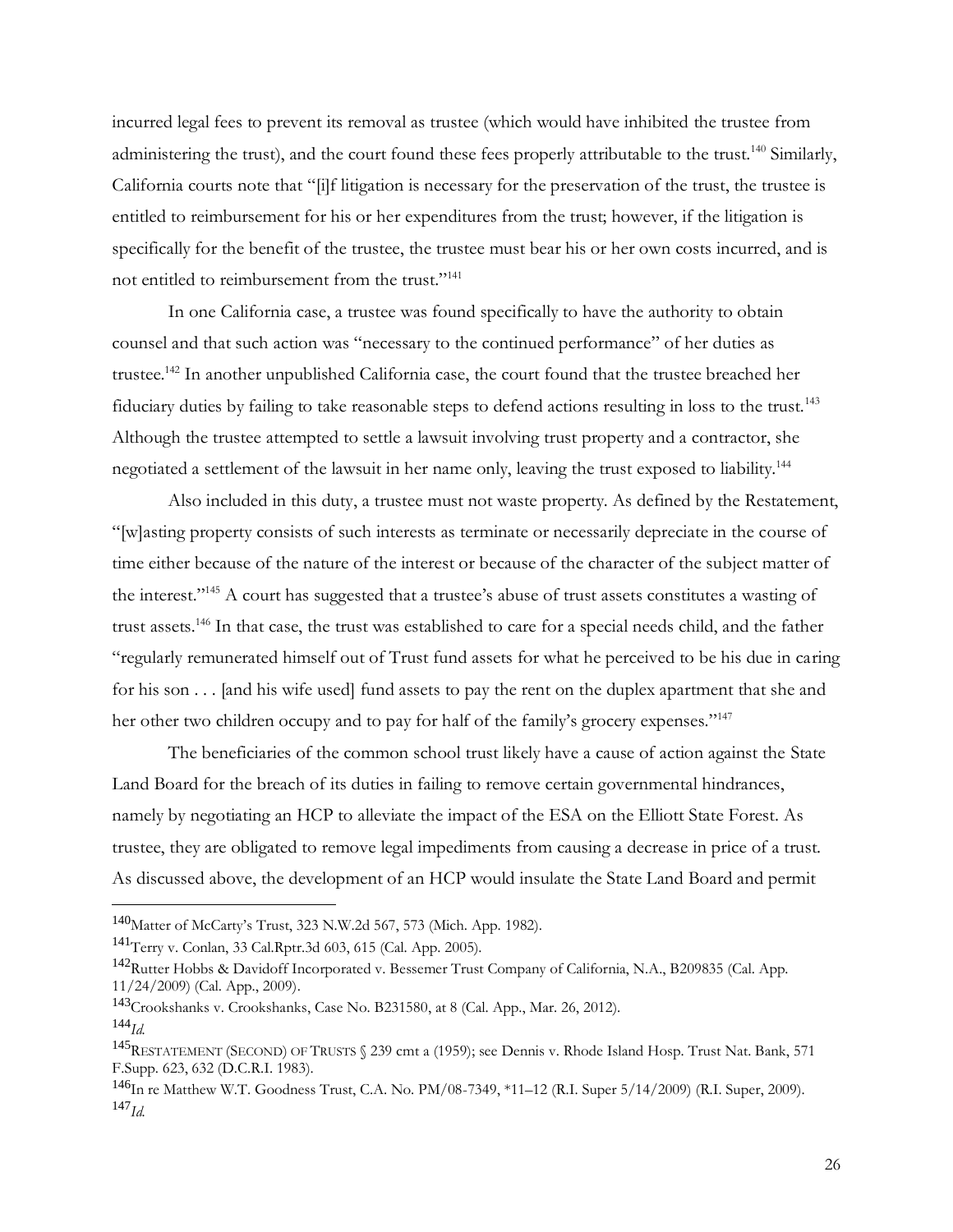incurred legal fees to prevent its removal as trustee (which would have inhibited the trustee from administering the trust), and the court found these fees properly attributable to the trust.[140] Similarly, California courts note that "[i]f litigation is necessary for the preservation of the trust, the trustee is entitled to reimbursement for his or her expenditures from the trust; however, if the litigation is specifically for the benefit of the trustee, the trustee must bear his or her own costs incurred, and is not entitled to reimbursement from the trust."[141]

In one California case, a trustee was found specifically to have the authority to obtain counsel and that such action was "necessary to the continued performance" of her duties as trustee.[142] In another unpublished California case, the court found that the trustee breached her fiduciary duties by failing to take reasonable steps to defend actions resulting in loss to the trust.[143] Although the trustee attempted to settle a lawsuit involving trust property and a contractor, she negotiated a settlement of the lawsuit in her name only, leaving the trust exposed to liability.[144]

Also included in this duty, a trustee must not waste property. As defined by the Restatement, "[w]asting property consists of such interests as terminate or necessarily depreciate in the course of time either because of the nature of the interest or because of the character of the subject matter of the interest."[145] A court has suggested that a trustee's abuse of trust assets constitutes a wasting of trust assets.[146] In that case, the trust was established to care for a special needs child, and the father "regularly remunerated himself out of Trust fund assets for what he perceived to be his due in caring for his son . . . [and his wife used] fund assets to pay the rent on the duplex apartment that she and her other two children occupy and to pay for half of the family's grocery expenses."[147]

The beneficiaries of the common school trust likely have a cause of action against the State Land Board for the breach of its duties in failing to remove certain governmental hindrances, namely by negotiating an HCP to alleviate the impact of the ESA on the Elliott State Forest. As trustee, they are obligated to remove legal impediments from causing a decrease in price of a trust. As discussed above, the development of an HCP would insulate the State Land Board and permit

---

[140] Matter of McCarty's Trust, 323 N.W.2d 567, 573 (Mich. App. 1982).

[141] Terry v. Conlan, 33 Cal.Rptr.3d 603, 615 (Cal. App. 2005).

[142] Rutter Hobbs & Davidoff Incorporated v. Bessemer Trust Company of California, N.A., B209835 (Cal. App. 11/24/2009) (Cal. App., 2009).

[143] Crookshanks v. Crookshanks, Case No. B231580, at 8 (Cal. App., Mar. 26, 2012).

[144] *Id.*

[145] RESTATEMENT (SECOND) OF TRUSTS § 239 cmt a (1959); see Dennis v. Rhode Island Hosp. Trust Nat. Bank, 571 F.Supp. 623, 632 (D.C.R.I. 1983).

[146] In re Matthew W.T. Goodness Trust, C.A. No. PM/08-7349, *11–12 (R.I. Super 5/14/2009) (R.I. Super, 2009).

[147] *Id.*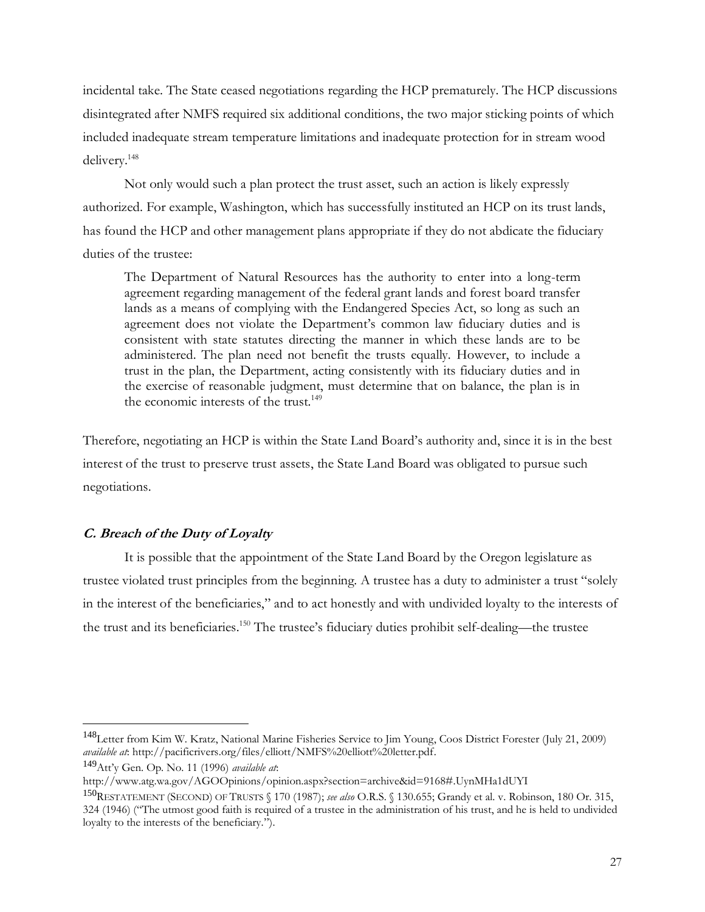incidental take. The State ceased negotiations regarding the HCP prematurely. The HCP discussions disintegrated after NMFS required six additional conditions, the two major sticking points of which included inadequate stream temperature limitations and inadequate protection for in stream wood delivery.[148]

Not only would such a plan protect the trust asset, such an action is likely expressly authorized. For example, Washington, which has successfully instituted an HCP on its trust lands, has found the HCP and other management plans appropriate if they do not abdicate the fiduciary duties of the trustee:

> The Department of Natural Resources has the authority to enter into a long-term agreement regarding management of the federal grant lands and forest board transfer lands as a means of complying with the Endangered Species Act, so long as such an agreement does not violate the Department's common law fiduciary duties and is consistent with state statutes directing the manner in which these lands are to be administered. The plan need not benefit the trusts equally. However, to include a trust in the plan, the Department, acting consistently with its fiduciary duties and in the exercise of reasonable judgment, must determine that on balance, the plan is in the economic interests of the trust.[149]

Therefore, negotiating an HCP is within the State Land Board's authority and, since it is in the best interest of the trust to preserve trust assets, the State Land Board was obligated to pursue such negotiations.

### *C. Breach of the Duty of Loyalty*

It is possible that the appointment of the State Land Board by the Oregon legislature as trustee violated trust principles from the beginning. A trustee has a duty to administer a trust "solely in the interest of the beneficiaries," and to act honestly and with undivided loyalty to the interests of the trust and its beneficiaries.[150] The trustee's fiduciary duties prohibit self-dealing—the trustee

---

[148] Letter from Kim W. Kratz, National Marine Fisheries Service to Jim Young, Coos District Forester (July 21, 2009) *available at*: http://pacificrivers.org/files/elliott/NMFS%20elliott%20letter.pdf.

[149] Att'y Gen. Op. No. 11 (1996) *available at*: http://www.atg.wa.gov/AGOOpinions/opinion.aspx?section=archive&id=9168#.UynMHa1dUYI

[150] RESTATEMENT (SECOND) OF TRUSTS § 170 (1987); *see also* O.R.S. § 130.655; Grandy et al. v. Robinson, 180 Or. 315, 324 (1946) ("The utmost good faith is required of a trustee in the administration of his trust, and he is held to undivided loyalty to the interests of the beneficiary.").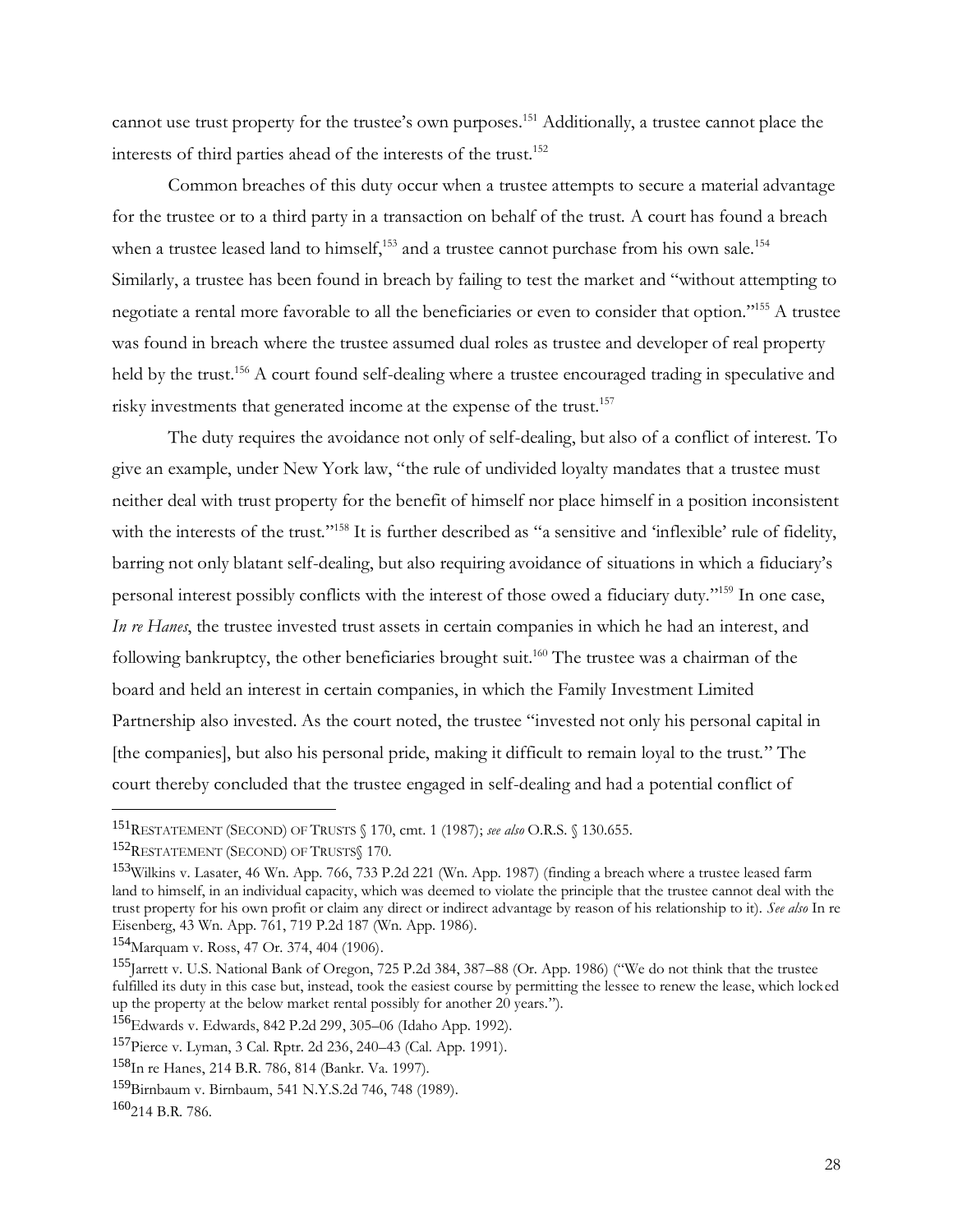cannot use trust property for the trustee's own purposes.[151] Additionally, a trustee cannot place the interests of third parties ahead of the interests of the trust.[152]

Common breaches of this duty occur when a trustee attempts to secure a material advantage for the trustee or to a third party in a transaction on behalf of the trust. A court has found a breach when a trustee leased land to himself,[153] and a trustee cannot purchase from his own sale.[154] Similarly, a trustee has been found in breach by failing to test the market and "without attempting to negotiate a rental more favorable to all the beneficiaries or even to consider that option."[155] A trustee was found in breach where the trustee assumed dual roles as trustee and developer of real property held by the trust.[156] A court found self-dealing where a trustee encouraged trading in speculative and risky investments that generated income at the expense of the trust.[157]

The duty requires the avoidance not only of self-dealing, but also of a conflict of interest. To give an example, under New York law, "the rule of undivided loyalty mandates that a trustee must neither deal with trust property for the benefit of himself nor place himself in a position inconsistent with the interests of the trust."[158] It is further described as "a sensitive and 'inflexible' rule of fidelity, barring not only blatant self-dealing, but also requiring avoidance of situations in which a fiduciary's personal interest possibly conflicts with the interest of those owed a fiduciary duty."[159] In one case, *In re Hanes*, the trustee invested trust assets in certain companies in which he had an interest, and following bankruptcy, the other beneficiaries brought suit.[160] The trustee was a chairman of the board and held an interest in certain companies, in which the Family Investment Limited Partnership also invested. As the court noted, the trustee "invested not only his personal capital in [the companies], but also his personal pride, making it difficult to remain loyal to the trust." The court thereby concluded that the trustee engaged in self-dealing and had a potential conflict of

---

[151] RESTATEMENT (SECOND) OF TRUSTS § 170, cmt. 1 (1987); *see also* O.R.S. § 130.655.

[152] RESTATEMENT (SECOND) OF TRUSTS§ 170.

[153] Wilkins v. Lasater, 46 Wn. App. 766, 733 P.2d 221 (Wn. App. 1987) (finding a breach where a trustee leased farm land to himself, in an individual capacity, which was deemed to violate the principle that the trustee cannot deal with the trust property for his own profit or claim any direct or indirect advantage by reason of his relationship to it). *See also* In re Eisenberg, 43 Wn. App. 761, 719 P.2d 187 (Wn. App. 1986).

[154] Marquam v. Ross, 47 Or. 374, 404 (1906).

[155] Jarrett v. U.S. National Bank of Oregon, 725 P.2d 384, 387–88 (Or. App. 1986) ("We do not think that the trustee fulfilled its duty in this case but, instead, took the easiest course by permitting the lessee to renew the lease, which locked up the property at the below market rental possibly for another 20 years.").

[156] Edwards v. Edwards, 842 P.2d 299, 305–06 (Idaho App. 1992).

[157] Pierce v. Lyman, 3 Cal. Rptr. 2d 236, 240–43 (Cal. App. 1991).

[158] In re Hanes, 214 B.R. 786, 814 (Bankr. Va. 1997).

[159] Birnbaum v. Birnbaum, 541 N.Y.S.2d 746, 748 (1989).

[160] 214 B.R. 786.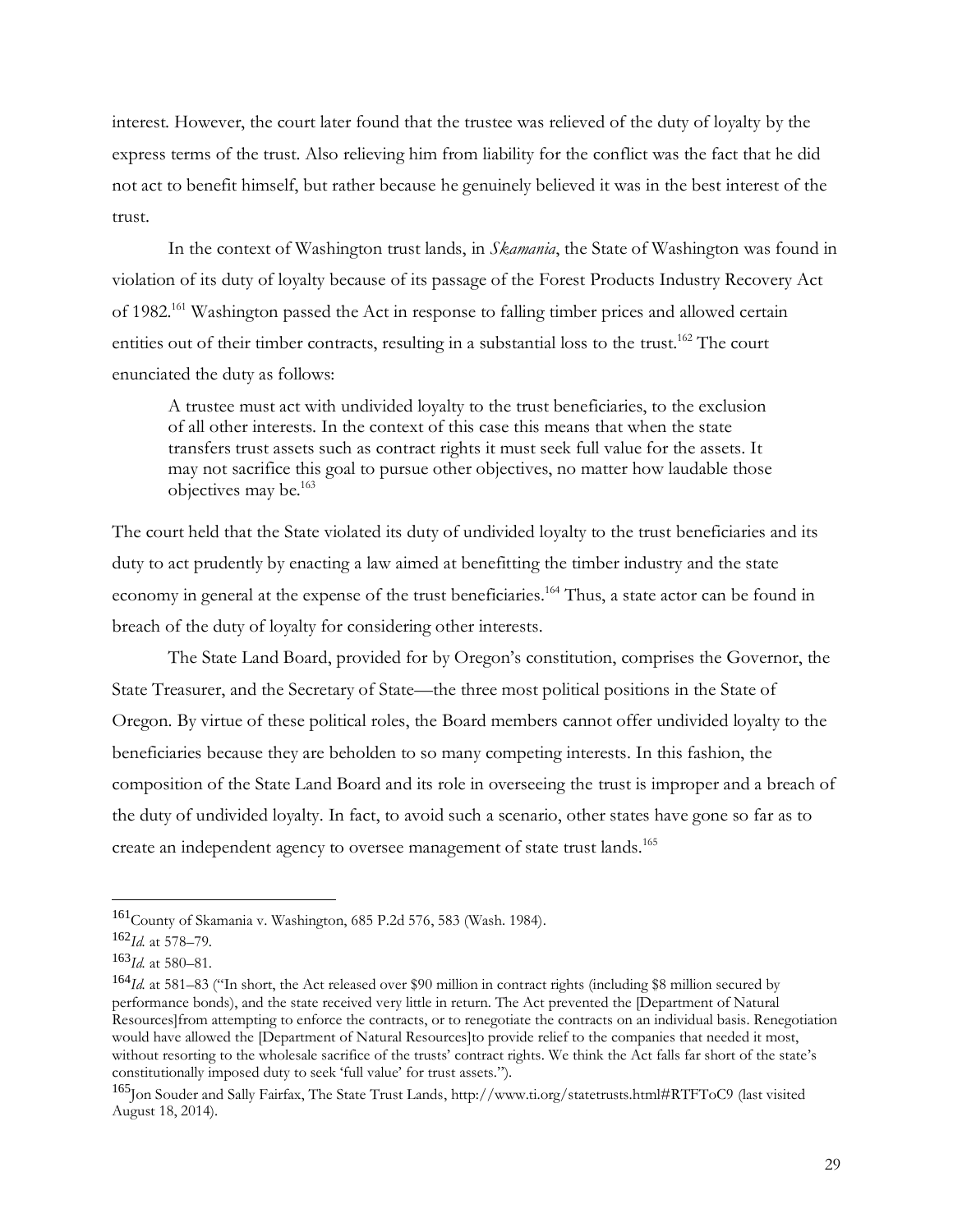interest. However, the court later found that the trustee was relieved of the duty of loyalty by the express terms of the trust. Also relieving him from liability for the conflict was the fact that he did not act to benefit himself, but rather because he genuinely believed it was in the best interest of the trust.

In the context of Washington trust lands, in *Skamania*, the State of Washington was found in violation of its duty of loyalty because of its passage of the Forest Products Industry Recovery Act of 1982.[161] Washington passed the Act in response to falling timber prices and allowed certain entities out of their timber contracts, resulting in a substantial loss to the trust.[162] The court enunciated the duty as follows:

> A trustee must act with undivided loyalty to the trust beneficiaries, to the exclusion of all other interests. In the context of this case this means that when the state transfers trust assets such as contract rights it must seek full value for the assets. It may not sacrifice this goal to pursue other objectives, no matter how laudable those objectives may be.[163]

The court held that the State violated its duty of undivided loyalty to the trust beneficiaries and its duty to act prudently by enacting a law aimed at benefitting the timber industry and the state economy in general at the expense of the trust beneficiaries.[164] Thus, a state actor can be found in breach of the duty of loyalty for considering other interests.

The State Land Board, provided for by Oregon's constitution, comprises the Governor, the State Treasurer, and the Secretary of State—the three most political positions in the State of Oregon. By virtue of these political roles, the Board members cannot offer undivided loyalty to the beneficiaries because they are beholden to so many competing interests. In this fashion, the composition of the State Land Board and its role in overseeing the trust is improper and a breach of the duty of undivided loyalty. In fact, to avoid such a scenario, other states have gone so far as to create an independent agency to oversee management of state trust lands.[165]

---

[161] County of Skamania v. Washington, 685 P.2d 576, 583 (Wash. 1984).

[162] *Id.* at 578–79.

[163] *Id.* at 580–81.

[164] *Id.* at 581–83 ("In short, the Act released over $90 million in contract rights (including $8 million secured by performance bonds), and the state received very little in return. The Act prevented the [Department of Natural Resources]from attempting to enforce the contracts, or to renegotiate the contracts on an individual basis. Renegotiation would have allowed the [Department of Natural Resources]to provide relief to the companies that needed it most, without resorting to the wholesale sacrifice of the trusts' contract rights. We think the Act falls far short of the state's constitutionally imposed duty to seek 'full value' for trust assets.").

[165] Jon Souder and Sally Fairfax, The State Trust Lands, http://www.ti.org/statetrusts.html#RTFToC9 (last visited August 18, 2014).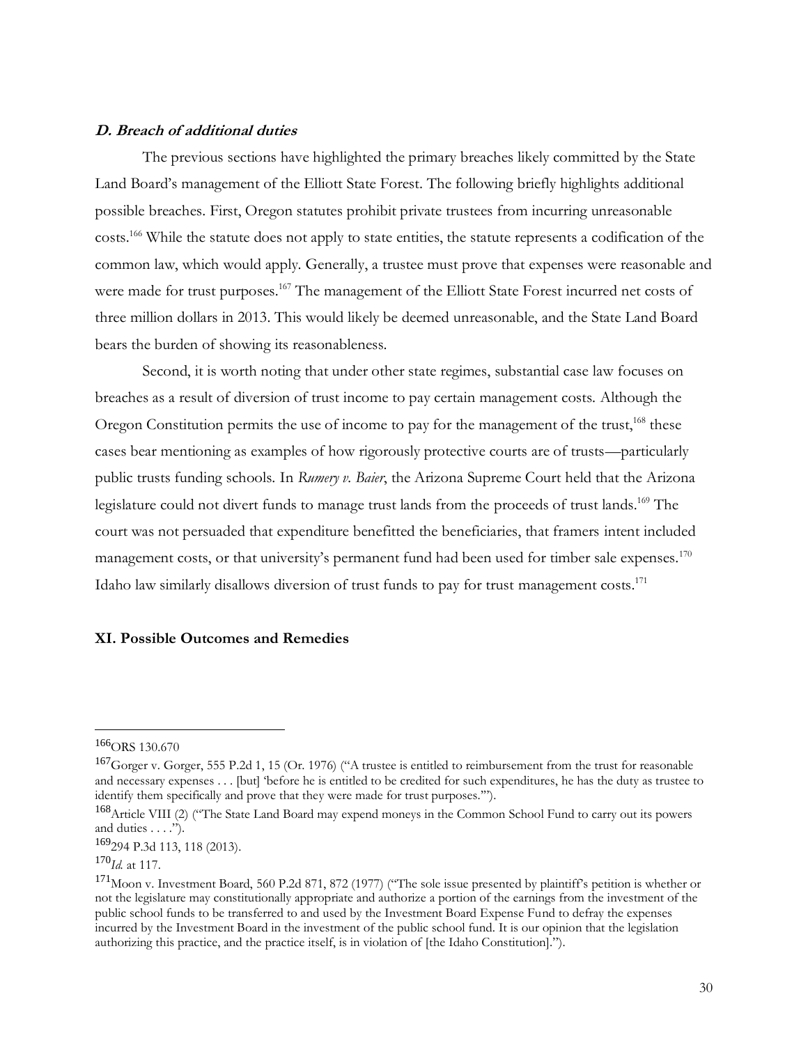### ***D. Breach of additional duties***

The previous sections have highlighted the primary breaches likely committed by the State Land Board's management of the Elliott State Forest. The following briefly highlights additional possible breaches. First, Oregon statutes prohibit private trustees from incurring unreasonable costs.[166] While the statute does not apply to state entities, the statute represents a codification of the common law, which would apply. Generally, a trustee must prove that expenses were reasonable and were made for trust purposes.[167] The management of the Elliott State Forest incurred net costs of three million dollars in 2013. This would likely be deemed unreasonable, and the State Land Board bears the burden of showing its reasonableness.

Second, it is worth noting that under other state regimes, substantial case law focuses on breaches as a result of diversion of trust income to pay certain management costs. Although the Oregon Constitution permits the use of income to pay for the management of the trust,[168] these cases bear mentioning as examples of how rigorously protective courts are of trusts—particularly public trusts funding schools. In *Rumery v. Baier*, the Arizona Supreme Court held that the Arizona legislature could not divert funds to manage trust lands from the proceeds of trust lands.[169] The court was not persuaded that expenditure benefitted the beneficiaries, that framers intent included management costs, or that university's permanent fund had been used for timber sale expenses.[170] Idaho law similarly disallows diversion of trust funds to pay for trust management costs.[171]

## **XI. Possible Outcomes and Remedies**

---

[166] ORS 130.670

[167] Gorger v. Gorger, 555 P.2d 1, 15 (Or. 1976) ("A trustee is entitled to reimbursement from the trust for reasonable and necessary expenses . . . [but] 'before he is entitled to be credited for such expenditures, he has the duty as trustee to identify them specifically and prove that they were made for trust purposes.'").

[168] Article VIII (2) ("The State Land Board may expend moneys in the Common School Fund to carry out its powers and duties . . . .").

[169] 294 P.3d 113, 118 (2013).

[170] *Id.* at 117.

[171] Moon v. Investment Board, 560 P.2d 871, 872 (1977) ("The sole issue presented by plaintiff's petition is whether or not the legislature may constitutionally appropriate and authorize a portion of the earnings from the investment of the public school funds to be transferred to and used by the Investment Board Expense Fund to defray the expenses incurred by the Investment Board in the investment of the public school fund. It is our opinion that the legislation authorizing this practice, and the practice itself, is in violation of [the Idaho Constitution].").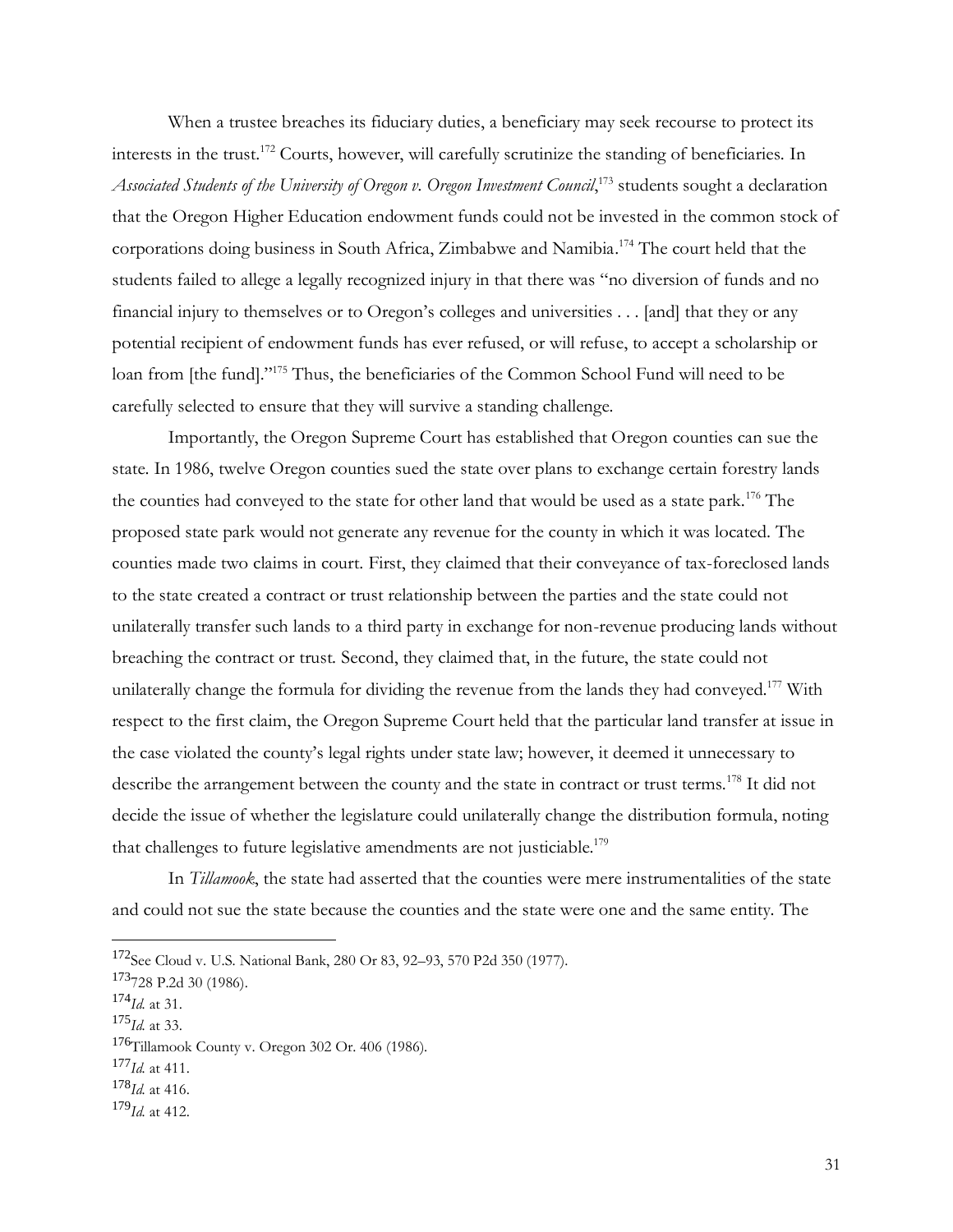When a trustee breaches its fiduciary duties, a beneficiary may seek recourse to protect its interests in the trust.[172] Courts, however, will carefully scrutinize the standing of beneficiaries. In *Associated Students of the University of Oregon v. Oregon Investment Council*,[173] students sought a declaration that the Oregon Higher Education endowment funds could not be invested in the common stock of corporations doing business in South Africa, Zimbabwe and Namibia.[174] The court held that the students failed to allege a legally recognized injury in that there was "no diversion of funds and no financial injury to themselves or to Oregon's colleges and universities . . . [and] that they or any potential recipient of endowment funds has ever refused, or will refuse, to accept a scholarship or loan from [the fund]."[175] Thus, the beneficiaries of the Common School Fund will need to be carefully selected to ensure that they will survive a standing challenge.

Importantly, the Oregon Supreme Court has established that Oregon counties can sue the state. In 1986, twelve Oregon counties sued the state over plans to exchange certain forestry lands the counties had conveyed to the state for other land that would be used as a state park.[176] The proposed state park would not generate any revenue for the county in which it was located. The counties made two claims in court. First, they claimed that their conveyance of tax-foreclosed lands to the state created a contract or trust relationship between the parties and the state could not unilaterally transfer such lands to a third party in exchange for non-revenue producing lands without breaching the contract or trust. Second, they claimed that, in the future, the state could not unilaterally change the formula for dividing the revenue from the lands they had conveyed.[177] With respect to the first claim, the Oregon Supreme Court held that the particular land transfer at issue in the case violated the county's legal rights under state law; however, it deemed it unnecessary to describe the arrangement between the county and the state in contract or trust terms.[178] It did not decide the issue of whether the legislature could unilaterally change the distribution formula, noting that challenges to future legislative amendments are not justiciable.[179]

In *Tillamook*, the state had asserted that the counties were mere instrumentalities of the state and could not sue the state because the counties and the state were one and the same entity. The

---

[172] See Cloud v. U.S. National Bank, 280 Or 83, 92–93, 570 P2d 350 (1977).

[173] 728 P.2d 30 (1986).

[174] *Id.* at 31.

[175] *Id.* at 33.

[176] Tillamook County v. Oregon 302 Or. 406 (1986).

[177] *Id.* at 411.

[178] *Id.* at 416.

[179] *Id.* at 412.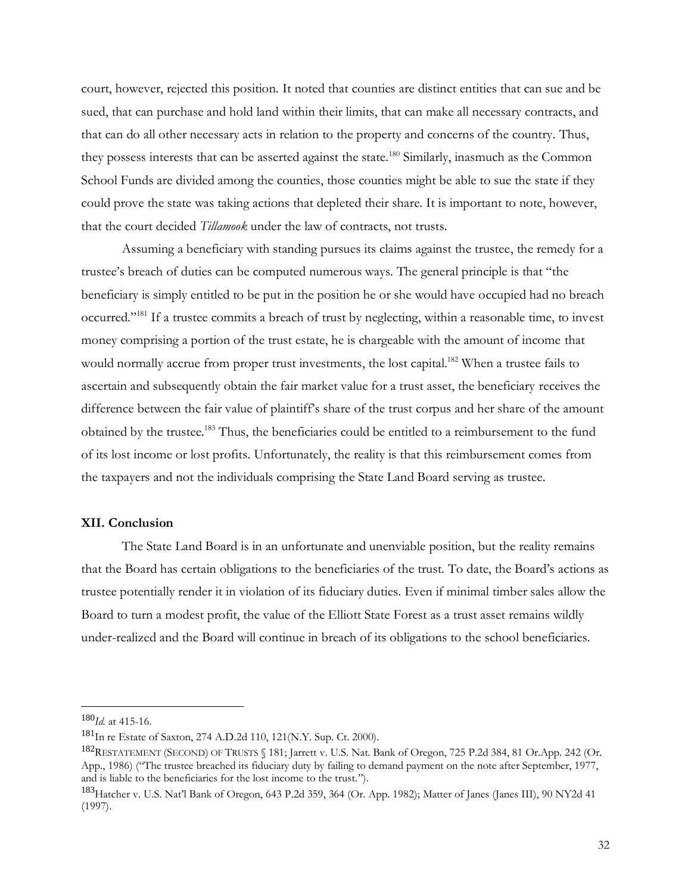court, however, rejected this position. It noted that counties are distinct entities that can sue and be sued, that can purchase and hold land within their limits, that can make all necessary contracts, and that can do all other necessary acts in relation to the property and concerns of the country. Thus, they possess interests that can be asserted against the state.[180] Similarly, inasmuch as the Common School Funds are divided among the counties, those counties might be able to sue the state if they could prove the state was taking actions that depleted their share. It is important to note, however, that the court decided *Tillamook* under the law of contracts, not trusts.

Assuming a beneficiary with standing pursues its claims against the trustee, the remedy for a trustee's breach of duties can be computed numerous ways. The general principle is that "the beneficiary is simply entitled to be put in the position he or she would have occupied had no breach occurred."[181] If a trustee commits a breach of trust by neglecting, within a reasonable time, to invest money comprising a portion of the trust estate, he is chargeable with the amount of income that would normally accrue from proper trust investments, the lost capital.[182] When a trustee fails to ascertain and subsequently obtain the fair market value for a trust asset, the beneficiary receives the difference between the fair value of plaintiff's share of the trust corpus and her share of the amount obtained by the trustee.[183] Thus, the beneficiaries could be entitled to a reimbursement to the fund of its lost income or lost profits. Unfortunately, the reality is that this reimbursement comes from the taxpayers and not the individuals comprising the State Land Board serving as trustee.

### XII. Conclusion

The State Land Board is in an unfortunate and unenviable position, but the reality remains that the Board has certain obligations to the beneficiaries of the trust. To date, the Board's actions as trustee potentially render it in violation of its fiduciary duties. Even if minimal timber sales allow the Board to turn a modest profit, the value of the Elliott State Forest as a trust asset remains wildly under-realized and the Board will continue in breach of its obligations to the school beneficiaries.

---

[180] *Id.* at 415-16.

[181] In re Estate of Saxton, 274 A.D.2d 110, 121(N.Y. Sup. Ct. 2000).

[182] RESTATEMENT (SECOND) OF TRUSTS § 181; Jarrett v. U.S. Nat. Bank of Oregon, 725 P.2d 384, 81 Or.App. 242 (Or. App., 1986) ("The trustee breached its fiduciary duty by failing to demand payment on the note after September, 1977, and is liable to the beneficiaries for the lost income to the trust.").

[183] Hatcher v. U.S. Nat'l Bank of Oregon, 643 P.2d 359, 364 (Or. App. 1982); Matter of Janes (Janes III), 90 NY2d 41 (1997).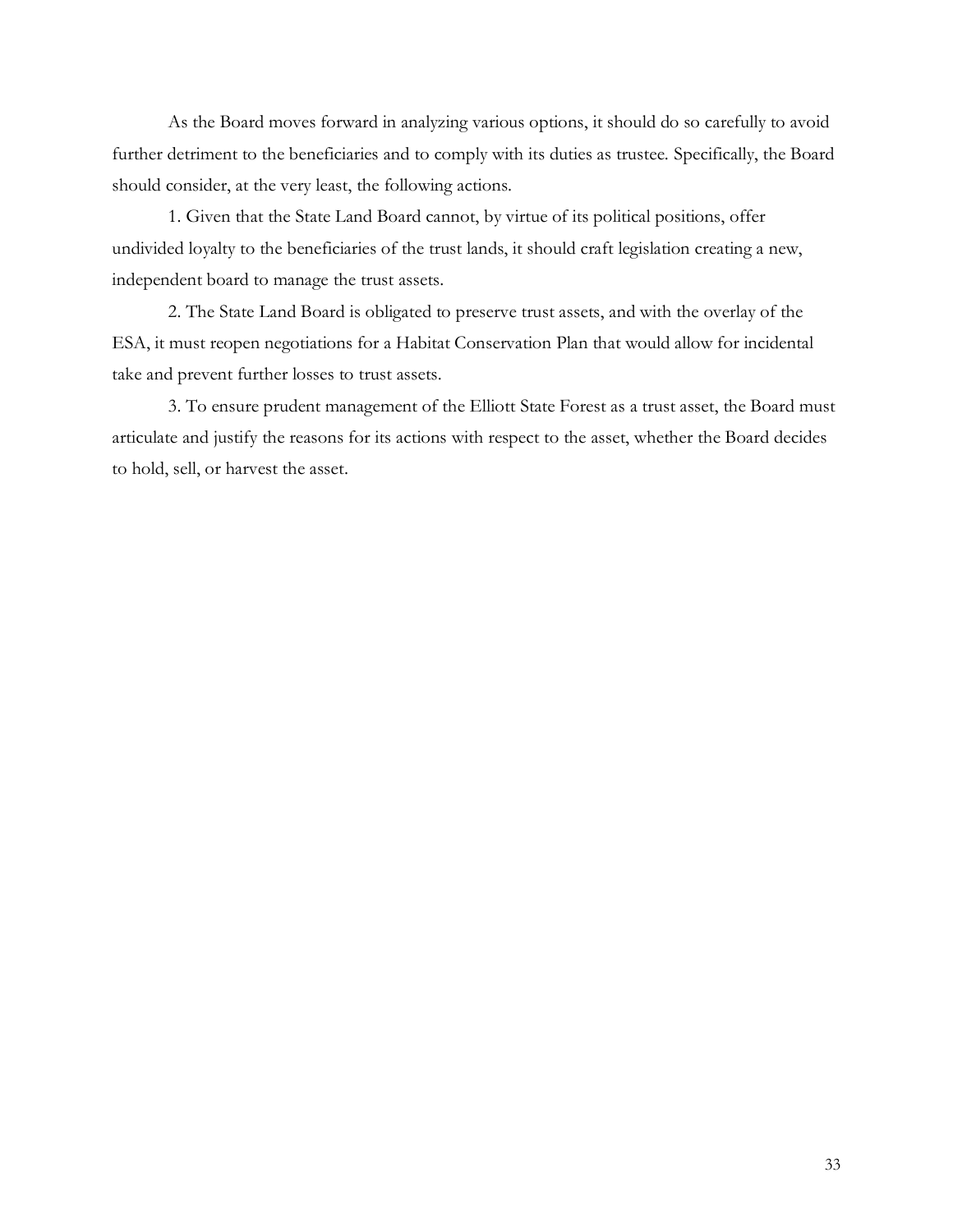As the Board moves forward in analyzing various options, it should do so carefully to avoid further detriment to the beneficiaries and to comply with its duties as trustee. Specifically, the Board should consider, at the very least, the following actions.

1. Given that the State Land Board cannot, by virtue of its political positions, offer undivided loyalty to the beneficiaries of the trust lands, it should craft legislation creating a new, independent board to manage the trust assets.

2. The State Land Board is obligated to preserve trust assets, and with the overlay of the ESA, it must reopen negotiations for a Habitat Conservation Plan that would allow for incidental take and prevent further losses to trust assets.

3. To ensure prudent management of the Elliott State Forest as a trust asset, the Board must articulate and justify the reasons for its actions with respect to the asset, whether the Board decides to hold, sell, or harvest the asset.